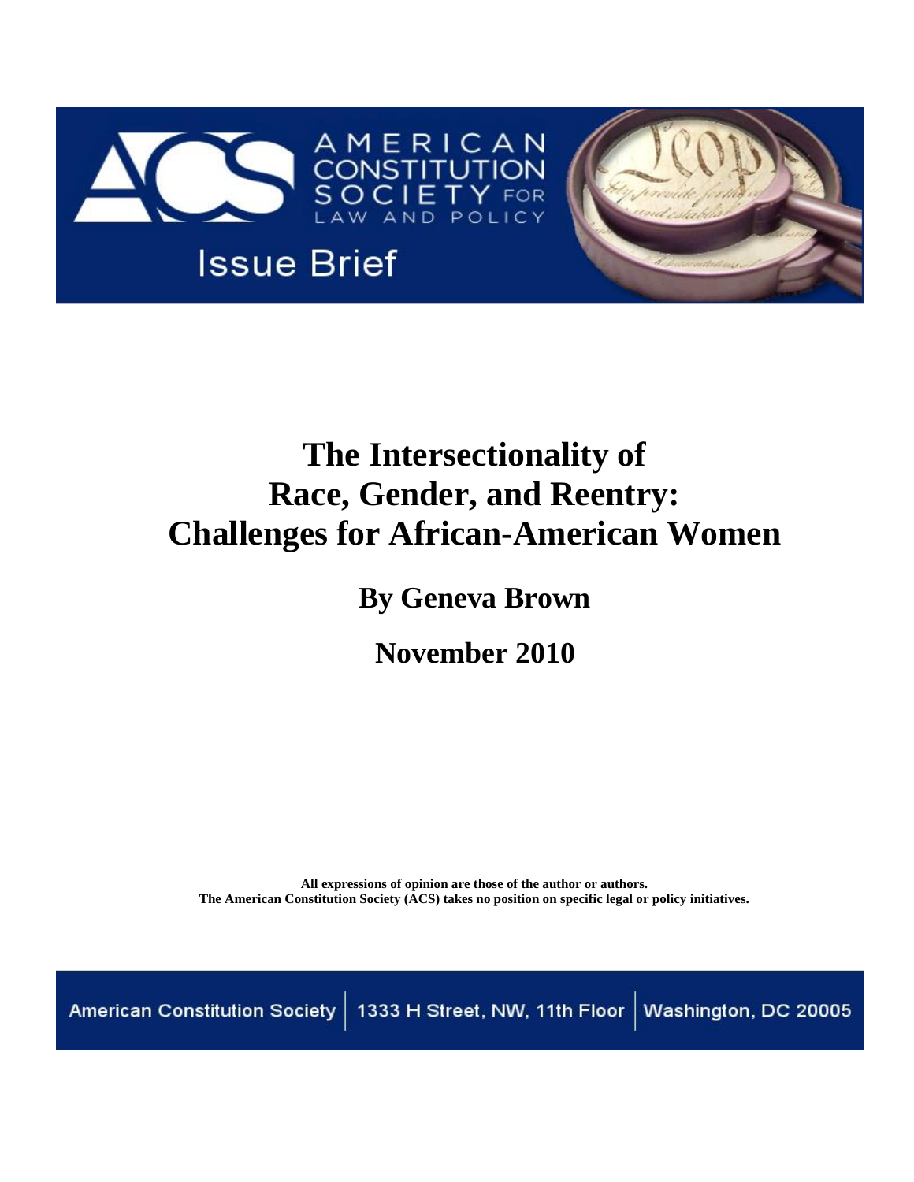AMERICAN CONSTITUTION SOCIETY FOR LAW AND POLICY

Issue Brief

# The Intersectionality of Race, Gender, and Reentry: Challenges for African-American Women

## By Geneva Brown

## November 2010

**All expressions of opinion are those of the author or authors.**
**The American Constitution Society (ACS) takes no position on specific legal or policy initiatives.**

American Constitution Society | 1333 H Street, NW, 11th Floor | Washington, DC 20005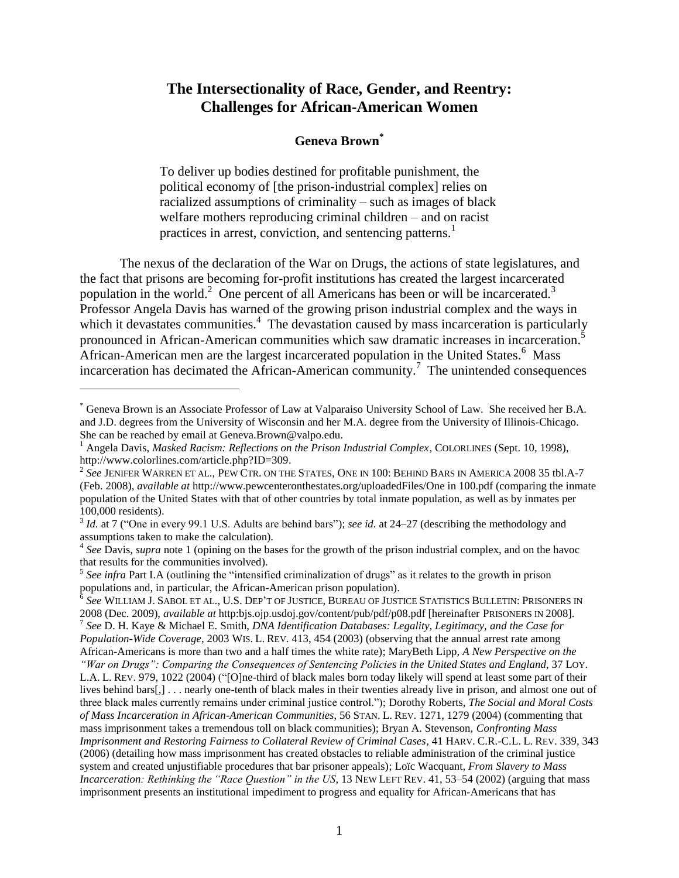# The Intersectionality of Race, Gender, and Reentry: Challenges for African-American Women

**Geneva Brown***

> To deliver up bodies destined for profitable punishment, the political economy of [the prison-industrial complex] relies on racialized assumptions of criminality – such as images of black welfare mothers reproducing criminal children – and on racist practices in arrest, conviction, and sentencing patterns.[1]

The nexus of the declaration of the War on Drugs, the actions of state legislatures, and the fact that prisons are becoming for-profit institutions has created the largest incarcerated population in the world.[2] One percent of all Americans has been or will be incarcerated.[3] Professor Angela Davis has warned of the growing prison industrial complex and the ways in which it devastates communities.[4] The devastation caused by mass incarceration is particularly pronounced in African-American communities which saw dramatic increases in incarceration.[5] African-American men are the largest incarcerated population in the United States.[6] Mass incarceration has decimated the African-American community.[7] The unintended consequences

---

\* Geneva Brown is an Associate Professor of Law at Valparaiso University School of Law. She received her B.A. and J.D. degrees from the University of Wisconsin and her M.A. degree from the University of Illinois-Chicago. She can be reached by email at Geneva.Brown@valpo.edu.

[1] Angela Davis, *Masked Racism: Reflections on the Prison Industrial Complex*, COLORLINES (Sept. 10, 1998), http://www.colorlines.com/article.php?ID=309.

[2] *See* JENIFER WARREN ET AL., PEW CTR. ON THE STATES, ONE IN 100: BEHIND BARS IN AMERICA 2008 35 tbl.A-7 (Feb. 2008), *available at* http://www.pewcenteronthestates.org/uploadedFiles/One in 100.pdf (comparing the inmate population of the United States with that of other countries by total inmate population, as well as by inmates per 100,000 residents).

[3] *Id.* at 7 ("One in every 99.1 U.S. Adults are behind bars"); *see id.* at 24–27 (describing the methodology and assumptions taken to make the calculation).

[4] *See* Davis, *supra* note 1 (opining on the bases for the growth of the prison industrial complex, and on the havoc that results for the communities involved).

[5] *See infra* Part I.A (outlining the "intensified criminalization of drugs" as it relates to the growth in prison populations and, in particular, the African-American prison population).

[6] *See* WILLIAM J. SABOL ET AL., U.S. DEP'T OF JUSTICE, BUREAU OF JUSTICE STATISTICS BULLETIN: PRISONERS IN 2008 (Dec. 2009), *available at* http:bjs.ojp.usdoj.gov/content/pub/pdf/p08.pdf [hereinafter PRISONERS IN 2008].

[7] *See* D. H. Kaye & Michael E. Smith, *DNA Identification Databases: Legality, Legitimacy, and the Case for Population-Wide Coverage*, 2003 WIS. L. REV. 413, 454 (2003) (observing that the annual arrest rate among African-Americans is more than two and a half times the white rate); MaryBeth Lipp, *A New Perspective on the "War on Drugs": Comparing the Consequences of Sentencing Policies in the United States and England*, 37 LOY. L.A. L. REV. 979, 1022 (2004) ("[O]ne-third of black males born today likely will spend at least some part of their lives behind bars[,] . . . nearly one-tenth of black males in their twenties already live in prison, and almost one out of three black males currently remains under criminal justice control."); Dorothy Roberts, *The Social and Moral Costs of Mass Incarceration in African-American Communities*, 56 STAN. L. REV. 1271, 1279 (2004) (commenting that mass imprisonment takes a tremendous toll on black communities); Bryan A. Stevenson, *Confronting Mass Imprisonment and Restoring Fairness to Collateral Review of Criminal Cases*, 41 HARV. C.R.-C.L. L. REV. 339, 343 (2006) (detailing how mass imprisonment has created obstacles to reliable administration of the criminal justice system and created unjustifiable procedures that bar prisoner appeals); Loïc Wacquant, *From Slavery to Mass Incarceration: Rethinking the "Race Question" in the US*, 13 NEW LEFT REV. 41, 53–54 (2002) (arguing that mass imprisonment presents an institutional impediment to progress and equality for African-Americans that has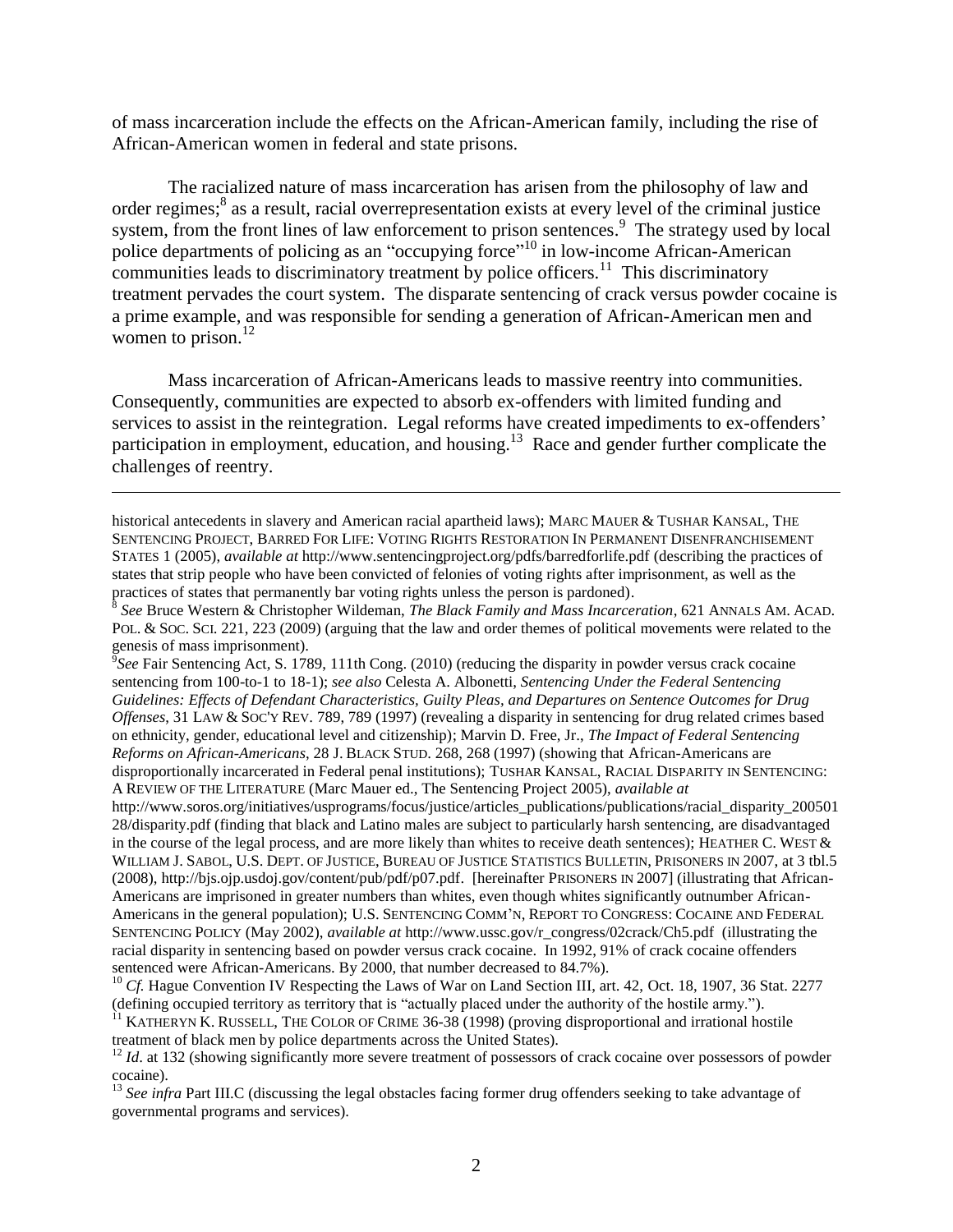of mass incarceration include the effects on the African-American family, including the rise of African-American women in federal and state prisons.

The racialized nature of mass incarceration has arisen from the philosophy of law and order regimes;[8] as a result, racial overrepresentation exists at every level of the criminal justice system, from the front lines of law enforcement to prison sentences.[9] The strategy used by local police departments of policing as an "occupying force"[10] in low-income African-American communities leads to discriminatory treatment by police officers.[11] This discriminatory treatment pervades the court system. The disparate sentencing of crack versus powder cocaine is a prime example, and was responsible for sending a generation of African-American men and women to prison.[12]

Mass incarceration of African-Americans leads to massive reentry into communities. Consequently, communities are expected to absorb ex-offenders with limited funding and services to assist in the reintegration. Legal reforms have created impediments to ex-offenders' participation in employment, education, and housing.[13] Race and gender further complicate the challenges of reentry.

---

historical antecedents in slavery and American racial apartheid laws); MARC MAUER & TUSHAR KANSAL, THE SENTENCING PROJECT, BARRED FOR LIFE: VOTING RIGHTS RESTORATION IN PERMANENT DISENFRANCHISEMENT STATES 1 (2005), *available at* http://www.sentencingproject.org/pdfs/barredforlife.pdf (describing the practices of states that strip people who have been convicted of felonies of voting rights after imprisonment, as well as the practices of states that permanently bar voting rights unless the person is pardoned).

[8] *See* Bruce Western & Christopher Wildeman, *The Black Family and Mass Incarceration*, 621 ANNALS AM. ACAD. POL. & SOC. SCI. 221, 223 (2009) (arguing that the law and order themes of political movements were related to the genesis of mass imprisonment).

[9] *See* Fair Sentencing Act, S. 1789, 111th Cong. (2010) (reducing the disparity in powder versus crack cocaine sentencing from 100-to-1 to 18-1); *see also* Celesta A. Albonetti, *Sentencing Under the Federal Sentencing Guidelines: Effects of Defendant Characteristics, Guilty Pleas, and Departures on Sentence Outcomes for Drug Offenses*, 31 LAW & SOC'Y REV. 789, 789 (1997) (revealing a disparity in sentencing for drug related crimes based on ethnicity, gender, educational level and citizenship); Marvin D. Free, Jr., *The Impact of Federal Sentencing Reforms on African-Americans*, 28 J. BLACK STUD. 268, 268 (1997) (showing that African-Americans are disproportionally incarcerated in Federal penal institutions); TUSHAR KANSAL, RACIAL DISPARITY IN SENTENCING: A REVIEW OF THE LITERATURE (Marc Mauer ed., The Sentencing Project 2005), *available at* http://www.soros.org/initiatives/usprograms/focus/justice/articles_publications/publications/racial_disparity_20050128/disparity.pdf (finding that black and Latino males are subject to particularly harsh sentencing, are disadvantaged in the course of the legal process, and are more likely than whites to receive death sentences); HEATHER C. WEST & WILLIAM J. SABOL, U.S. DEPT. OF JUSTICE, BUREAU OF JUSTICE STATISTICS BULLETIN, PRISONERS IN 2007, at 3 tbl.5 (2008), http://bjs.ojp.usdoj.gov/content/pub/pdf/p07.pdf. [hereinafter PRISONERS IN 2007] (illustrating that African-Americans are imprisoned in greater numbers than whites, even though whites significantly outnumber African-Americans in the general population); U.S. SENTENCING COMM'N, REPORT TO CONGRESS: COCAINE AND FEDERAL SENTENCING POLICY (May 2002), *available at* http://www.ussc.gov/r_congress/02crack/Ch5.pdf (illustrating the racial disparity in sentencing based on powder versus crack cocaine. In 1992, 91% of crack cocaine offenders sentenced were African-Americans. By 2000, that number decreased to 84.7%).

[10] *Cf.* Hague Convention IV Respecting the Laws of War on Land Section III, art. 42, Oct. 18, 1907, 36 Stat. 2277 (defining occupied territory as territory that is "actually placed under the authority of the hostile army.").

[11] KATHERYN K. RUSSELL, THE COLOR OF CRIME 36-38 (1998) (proving disproportional and irrational hostile treatment of black men by police departments across the United States).

[12] *Id*. at 132 (showing significantly more severe treatment of possessors of crack cocaine over possessors of powder cocaine).

[13] *See infra* Part III.C (discussing the legal obstacles facing former drug offenders seeking to take advantage of governmental programs and services).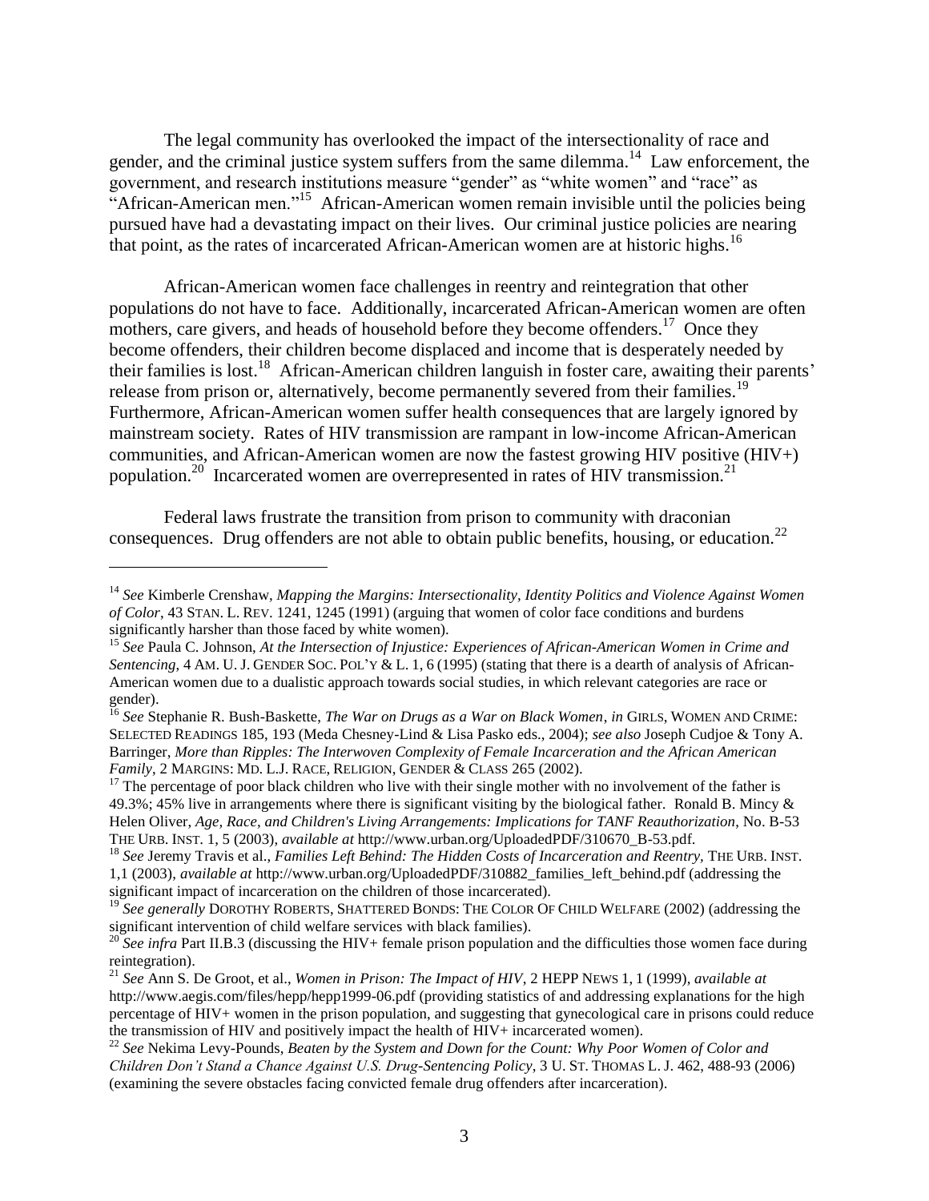The legal community has overlooked the impact of the intersectionality of race and gender, and the criminal justice system suffers from the same dilemma.[14] Law enforcement, the government, and research institutions measure "gender" as "white women" and "race" as "African-American men."[15] African-American women remain invisible until the policies being pursued have had a devastating impact on their lives. Our criminal justice policies are nearing that point, as the rates of incarcerated African-American women are at historic highs.[16]

African-American women face challenges in reentry and reintegration that other populations do not have to face. Additionally, incarcerated African-American women are often mothers, care givers, and heads of household before they become offenders.[17] Once they become offenders, their children become displaced and income that is desperately needed by their families is lost.[18] African-American children languish in foster care, awaiting their parents' release from prison or, alternatively, become permanently severed from their families.[19] Furthermore, African-American women suffer health consequences that are largely ignored by mainstream society. Rates of HIV transmission are rampant in low-income African-American communities, and African-American women are now the fastest growing HIV positive (HIV+) population.[20] Incarcerated women are overrepresented in rates of HIV transmission.[21]

Federal laws frustrate the transition from prison to community with draconian consequences. Drug offenders are not able to obtain public benefits, housing, or education.[22]

---

[14] *See* Kimberle Crenshaw, *Mapping the Margins: Intersectionality, Identity Politics and Violence Against Women of Color*, 43 STAN. L. REV. 1241, 1245 (1991) (arguing that women of color face conditions and burdens significantly harsher than those faced by white women).

[15] *See* Paula C. Johnson, *At the Intersection of Injustice: Experiences of African-American Women in Crime and Sentencing*, 4 AM. U. J. GENDER SOC. POL'Y & L. 1, 6 (1995) (stating that there is a dearth of analysis of African-American women due to a dualistic approach towards social studies, in which relevant categories are race or gender).

[16] *See* Stephanie R. Bush-Baskette, *The War on Drugs as a War on Black Women*, *in* GIRLS, WOMEN AND CRIME: SELECTED READINGS 185, 193 (Meda Chesney-Lind & Lisa Pasko eds., 2004); *see also* Joseph Cudjoe & Tony A. Barringer, *More than Ripples: The Interwoven Complexity of Female Incarceration and the African American Family*, 2 MARGINS: MD. L.J. RACE, RELIGION, GENDER & CLASS 265 (2002).

[17] The percentage of poor black children who live with their single mother with no involvement of the father is 49.3%; 45% live in arrangements where there is significant visiting by the biological father. Ronald B. Mincy & Helen Oliver, *Age, Race, and Children's Living Arrangements: Implications for TANF Reauthorization*, No. B-53 THE URB. INST. 1, 5 (2003), *available at* http://www.urban.org/UploadedPDF/310670_B-53.pdf.

[18] *See* Jeremy Travis et al., *Families Left Behind: The Hidden Costs of Incarceration and Reentry*, THE URB. INST. 1,1 (2003), *available at* http://www.urban.org/UploadedPDF/310882_families_left_behind.pdf (addressing the significant impact of incarceration on the children of those incarcerated).

[19] *See generally* DOROTHY ROBERTS, SHATTERED BONDS: THE COLOR OF CHILD WELFARE (2002) (addressing the significant intervention of child welfare services with black families).

[20] *See infra* Part II.B.3 (discussing the HIV+ female prison population and the difficulties those women face during reintegration).

[21] *See* Ann S. De Groot, et al., *Women in Prison: The Impact of HIV*, 2 HEPP NEWS 1, 1 (1999), *available at* http://www.aegis.com/files/hepp/hepp1999-06.pdf (providing statistics of and addressing explanations for the high percentage of HIV+ women in the prison population, and suggesting that gynecological care in prisons could reduce the transmission of HIV and positively impact the health of HIV+ incarcerated women).

[22] *See* Nekima Levy-Pounds, *Beaten by the System and Down for the Count: Why Poor Women of Color and Children Don't Stand a Chance Against U.S. Drug-Sentencing Policy*, 3 U. ST. THOMAS L. J. 462, 488-93 (2006) (examining the severe obstacles facing convicted female drug offenders after incarceration).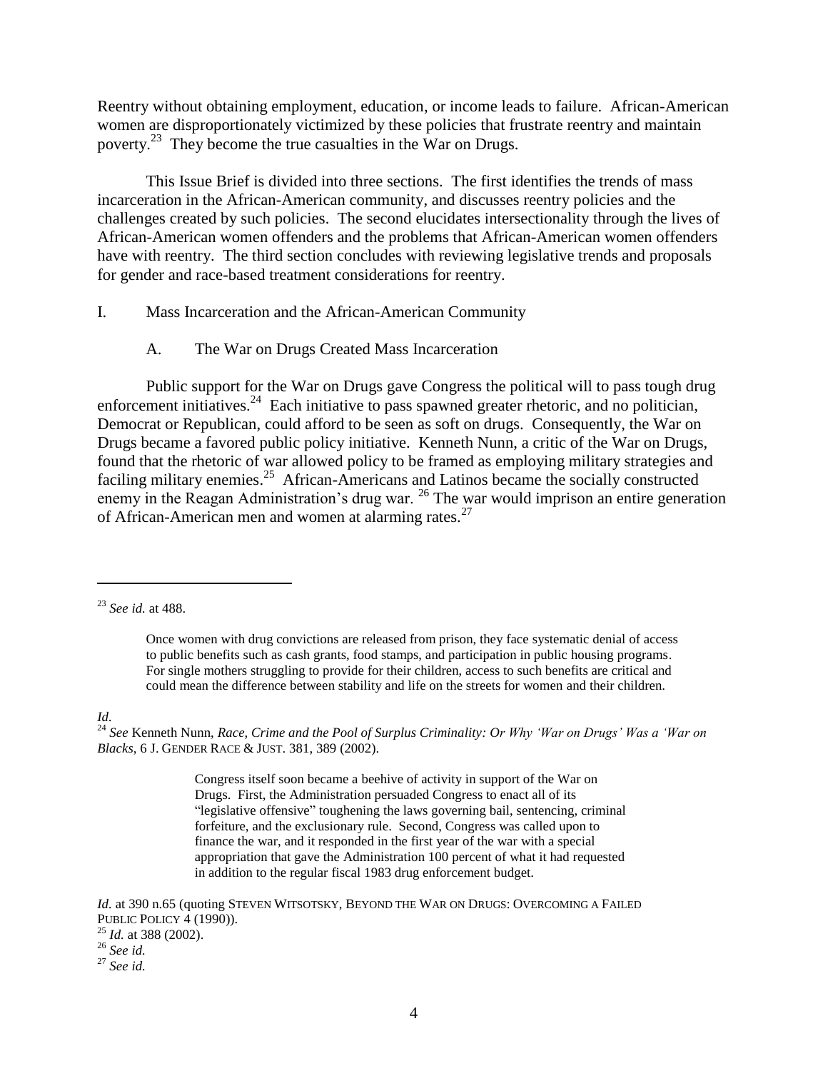Reentry without obtaining employment, education, or income leads to failure. African-American women are disproportionately victimized by these policies that frustrate reentry and maintain poverty.[23] They become the true casualties in the War on Drugs.

This Issue Brief is divided into three sections. The first identifies the trends of mass incarceration in the African-American community, and discusses reentry policies and the challenges created by such policies. The second elucidates intersectionality through the lives of African-American women offenders and the problems that African-American women offenders have with reentry. The third section concludes with reviewing legislative trends and proposals for gender and race-based treatment considerations for reentry.

## I. Mass Incarceration and the African-American Community

### A. The War on Drugs Created Mass Incarceration

Public support for the War on Drugs gave Congress the political will to pass tough drug enforcement initiatives.[24] Each initiative to pass spawned greater rhetoric, and no politician, Democrat or Republican, could afford to be seen as soft on drugs. Consequently, the War on Drugs became a favored public policy initiative. Kenneth Nunn, a critic of the War on Drugs, found that the rhetoric of war allowed policy to be framed as employing military strategies and faciling military enemies.[25] African-Americans and Latinos became the socially constructed enemy in the Reagan Administration's drug war. [26] The war would imprison an entire generation of African-American men and women at alarming rates.[27]

---

[23] *See id.* at 488.

> Once women with drug convictions are released from prison, they face systematic denial of access to public benefits such as cash grants, food stamps, and participation in public housing programs. For single mothers struggling to provide for their children, access to such benefits are critical and could mean the difference between stability and life on the streets for women and their children.

*Id*.

[24] *See* Kenneth Nunn, *Race, Crime and the Pool of Surplus Criminality: Or Why 'War on Drugs' Was a 'War on Blacks*, 6 J. GENDER RACE & JUST. 381, 389 (2002).

> Congress itself soon became a beehive of activity in support of the War on Drugs. First, the Administration persuaded Congress to enact all of its "legislative offensive" toughening the laws governing bail, sentencing, criminal forfeiture, and the exclusionary rule. Second, Congress was called upon to finance the war, and it responded in the first year of the war with a special appropriation that gave the Administration 100 percent of what it had requested in addition to the regular fiscal 1983 drug enforcement budget.

*Id.* at 390 n.65 (quoting STEVEN WITSOTSKY, BEYOND THE WAR ON DRUGS: OVERCOMING A FAILED PUBLIC POLICY 4 (1990)).

[25] *Id.* at 388 (2002).

[26] *See id.*

[27] *See id.*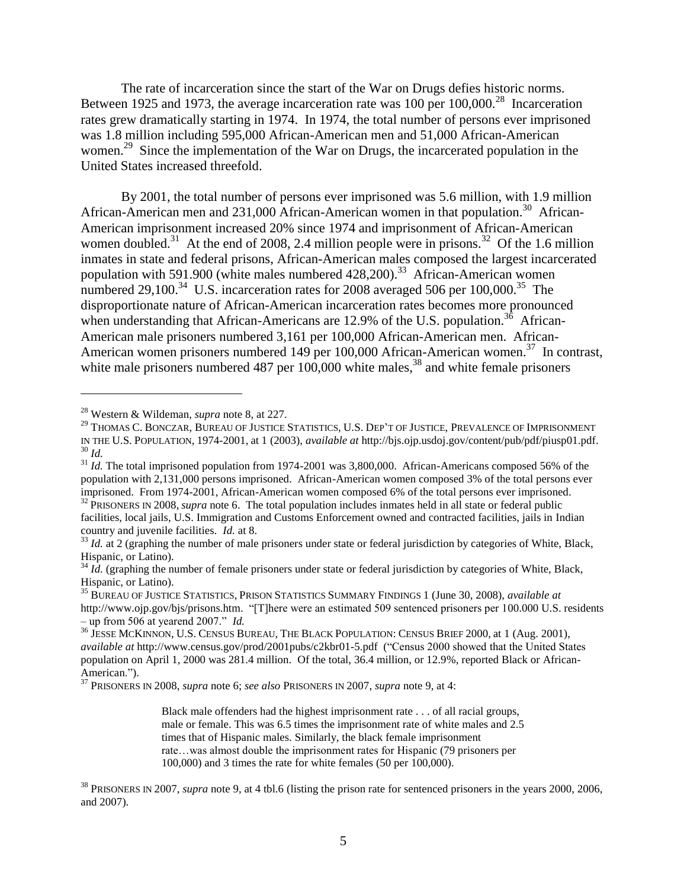The rate of incarceration since the start of the War on Drugs defies historic norms. Between 1925 and 1973, the average incarceration rate was 100 per 100,000.[28] Incarceration rates grew dramatically starting in 1974. In 1974, the total number of persons ever imprisoned was 1.8 million including 595,000 African-American men and 51,000 African-American women.[29] Since the implementation of the War on Drugs, the incarcerated population in the United States increased threefold.

By 2001, the total number of persons ever imprisoned was 5.6 million, with 1.9 million African-American men and 231,000 African-American women in that population.[30] African-American imprisonment increased 20% since 1974 and imprisonment of African-American women doubled.[31] At the end of 2008, 2.4 million people were in prisons.[32] Of the 1.6 million inmates in state and federal prisons, African-American males composed the largest incarcerated population with 591.900 (white males numbered 428,200).[33] African-American women numbered 29,100.[34] U.S. incarceration rates for 2008 averaged 506 per 100,000.[35] The disproportionate nature of African-American incarceration rates becomes more pronounced when understanding that African-Americans are 12.9% of the U.S. population.[36] African-American male prisoners numbered 3,161 per 100,000 African-American men. African-American women prisoners numbered 149 per 100,000 African-American women.[37] In contrast, white male prisoners numbered 487 per 100,000 white males,[38] and white female prisoners

---

[28] Western & Wildeman, *supra* note 8, at 227.

[29] THOMAS C. BONCZAR, BUREAU OF JUSTICE STATISTICS, U.S. DEP'T OF JUSTICE, PREVALENCE OF IMPRISONMENT IN THE U.S. POPULATION, 1974-2001, at 1 (2003), *available at* http://bjs.ojp.usdoj.gov/content/pub/pdf/piusp01.pdf.

[30] *Id.*

[31] *Id.* The total imprisoned population from 1974-2001 was 3,800,000. African-Americans composed 56% of the population with 2,131,000 persons imprisoned. African-American women composed 3% of the total persons ever imprisoned. From 1974-2001, African-American women composed 6% of the total persons ever imprisoned.

[32] PRISONERS IN 2008, *supra* note 6. The total population includes inmates held in all state or federal public facilities, local jails, U.S. Immigration and Customs Enforcement owned and contracted facilities, jails in Indian country and juvenile facilities. *Id.* at 8.

[33] *Id.* at 2 (graphing the number of male prisoners under state or federal jurisdiction by categories of White, Black, Hispanic, or Latino).

[34] *Id.* (graphing the number of female prisoners under state or federal jurisdiction by categories of White, Black, Hispanic, or Latino).

[35] BUREAU OF JUSTICE STATISTICS, PRISON STATISTICS SUMMARY FINDINGS 1 (June 30, 2008), *available at* http://www.ojp.gov/bjs/prisons.htm. "[T]here were an estimated 509 sentenced prisoners per 100.000 U.S. residents – up from 506 at yearend 2007." *Id.*

[36] JESSE MCKINNON, U.S. CENSUS BUREAU, THE BLACK POPULATION: CENSUS BRIEF 2000, at 1 (Aug. 2001), *available at* http://www.census.gov/prod/2001pubs/c2kbr01-5.pdf ("Census 2000 showed that the United States population on April 1, 2000 was 281.4 million. Of the total, 36.4 million, or 12.9%, reported Black or African-American.").

[37] PRISONERS IN 2008, *supra* note 6; *see also* PRISONERS IN 2007, *supra* note 9, at 4:

> Black male offenders had the highest imprisonment rate . . . of all racial groups, male or female. This was 6.5 times the imprisonment rate of white males and 2.5 times that of Hispanic males. Similarly, the black female imprisonment rate…was almost double the imprisonment rates for Hispanic (79 prisoners per 100,000) and 3 times the rate for white females (50 per 100,000).

[38] PRISONERS IN 2007, *supra* note 9, at 4 tbl.6 (listing the prison rate for sentenced prisoners in the years 2000, 2006, and 2007).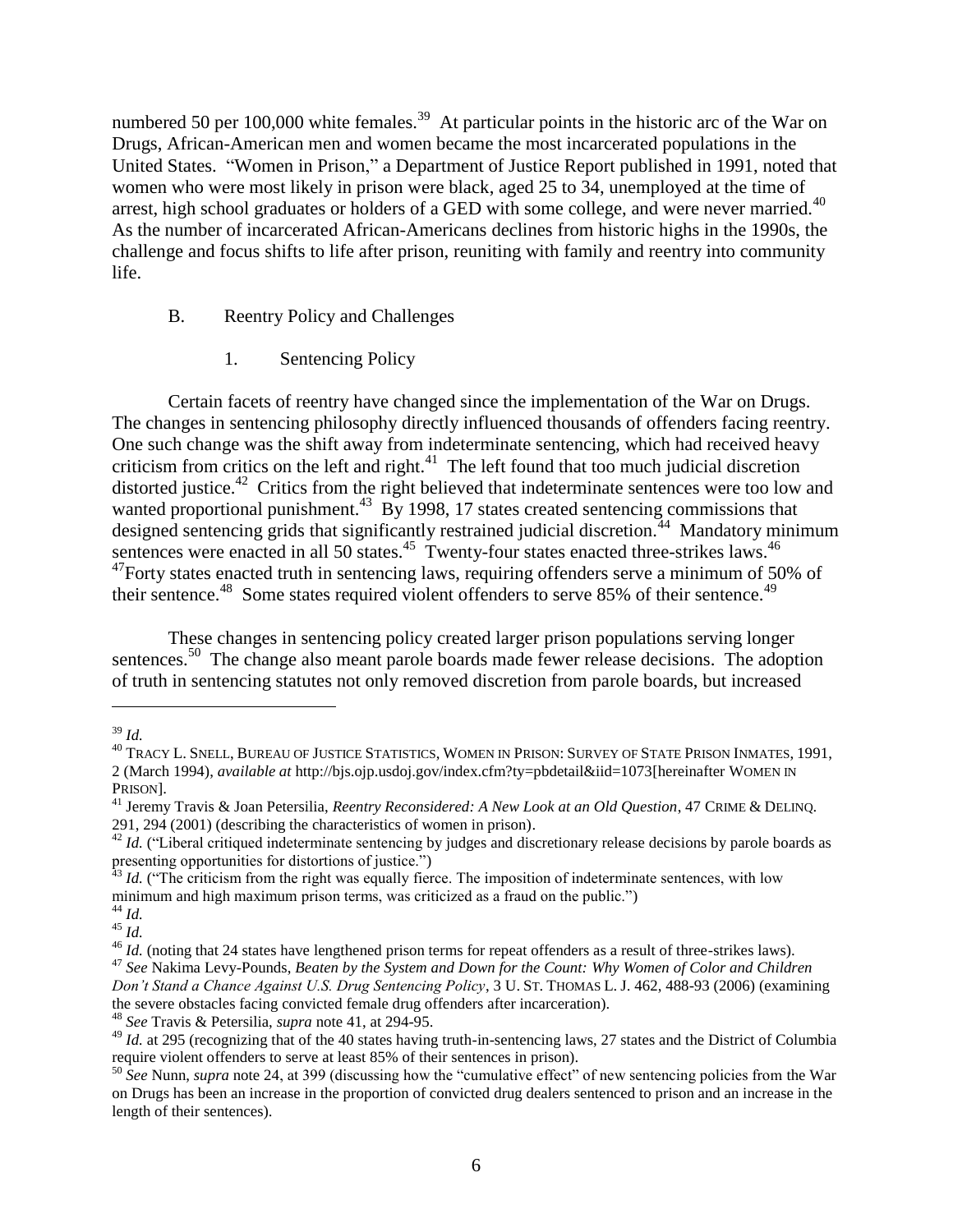numbered 50 per 100,000 white females.[39] At particular points in the historic arc of the War on Drugs, African-American men and women became the most incarcerated populations in the United States. "Women in Prison," a Department of Justice Report published in 1991, noted that women who were most likely in prison were black, aged 25 to 34, unemployed at the time of arrest, high school graduates or holders of a GED with some college, and were never married.[40] As the number of incarcerated African-Americans declines from historic highs in the 1990s, the challenge and focus shifts to life after prison, reuniting with family and reentry into community life.

### B. Reentry Policy and Challenges

#### 1. Sentencing Policy

Certain facets of reentry have changed since the implementation of the War on Drugs. The changes in sentencing philosophy directly influenced thousands of offenders facing reentry. One such change was the shift away from indeterminate sentencing, which had received heavy criticism from critics on the left and right.[41] The left found that too much judicial discretion distorted justice.[42] Critics from the right believed that indeterminate sentences were too low and wanted proportional punishment.[43] By 1998, 17 states created sentencing commissions that designed sentencing grids that significantly restrained judicial discretion.[44] Mandatory minimum sentences were enacted in all 50 states.[45] Twenty-four states enacted three-strikes laws.[46] [47]Forty states enacted truth in sentencing laws, requiring offenders serve a minimum of 50% of their sentence.[48] Some states required violent offenders to serve 85% of their sentence.[49]

These changes in sentencing policy created larger prison populations serving longer sentences.[50] The change also meant parole boards made fewer release decisions. The adoption of truth in sentencing statutes not only removed discretion from parole boards, but increased

---

[39] *Id.*

[40] TRACY L. SNELL, BUREAU OF JUSTICE STATISTICS, WOMEN IN PRISON: SURVEY OF STATE PRISON INMATES, 1991, 2 (March 1994), *available at* http://bjs.ojp.usdoj.gov/index.cfm?ty=pbdetail&iid=1073[hereinafter WOMEN IN PRISON].

[41] Jeremy Travis & Joan Petersilia, *Reentry Reconsidered: A New Look at an Old Question*, 47 CRIME & DELINQ. 291, 294 (2001) (describing the characteristics of women in prison).

[42] *Id.* ("Liberal critiqued indeterminate sentencing by judges and discretionary release decisions by parole boards as presenting opportunities for distortions of justice.")

[43] *Id.* ("The criticism from the right was equally fierce. The imposition of indeterminate sentences, with low minimum and high maximum prison terms, was criticized as a fraud on the public.")

[44] *Id.*

[45] *Id.*

[46] *Id.* (noting that 24 states have lengthened prison terms for repeat offenders as a result of three-strikes laws).

[47] *See* Nakima Levy-Pounds, *Beaten by the System and Down for the Count: Why Women of Color and Children Don't Stand a Chance Against U.S. Drug Sentencing Policy*, 3 U. ST. THOMAS L. J. 462, 488-93 (2006) (examining the severe obstacles facing convicted female drug offenders after incarceration).

[48] *See* Travis & Petersilia, *supra* note 41, at 294-95.

[49] *Id.* at 295 (recognizing that of the 40 states having truth-in-sentencing laws, 27 states and the District of Columbia require violent offenders to serve at least 85% of their sentences in prison).

[50] *See* Nunn, *supra* note 24, at 399 (discussing how the "cumulative effect" of new sentencing policies from the War on Drugs has been an increase in the proportion of convicted drug dealers sentenced to prison and an increase in the length of their sentences).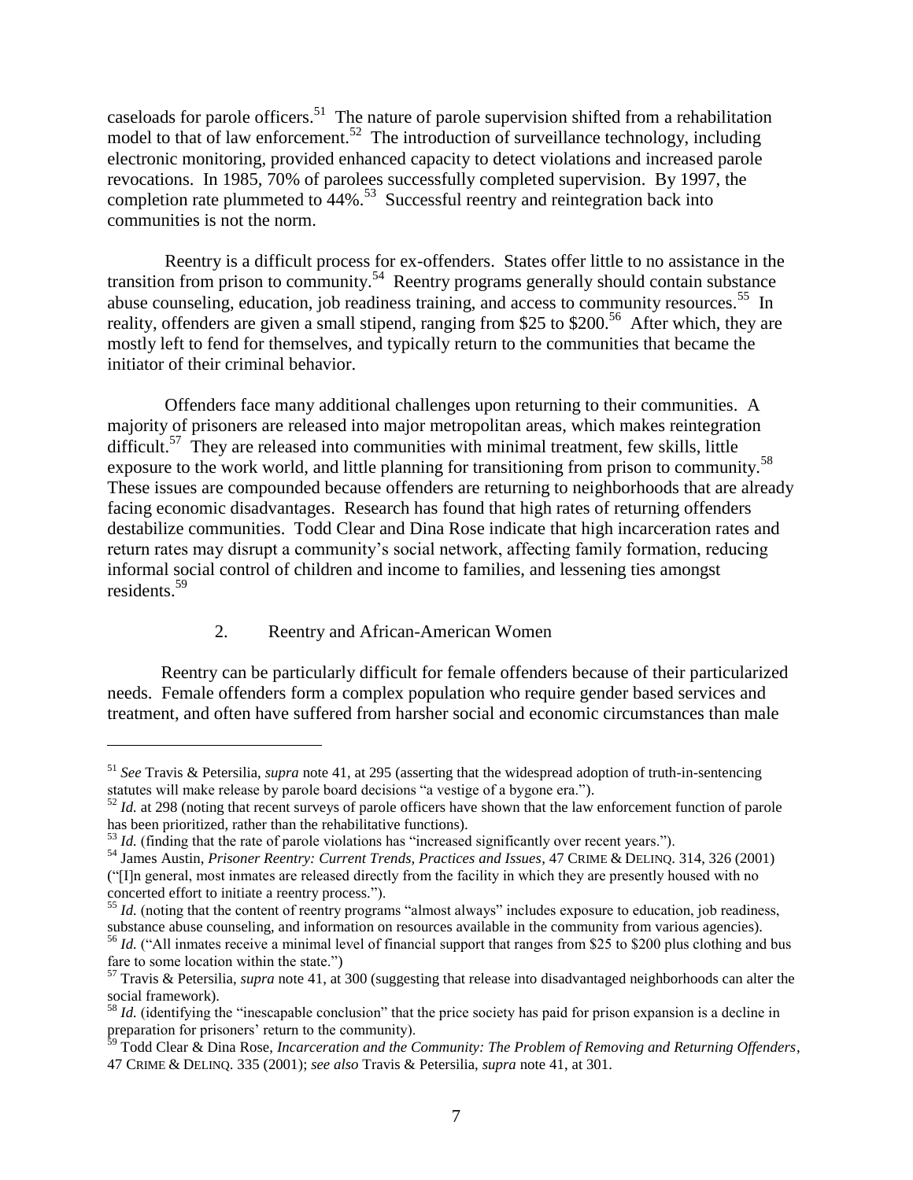caseloads for parole officers.[51] The nature of parole supervision shifted from a rehabilitation model to that of law enforcement.[52] The introduction of surveillance technology, including electronic monitoring, provided enhanced capacity to detect violations and increased parole revocations. In 1985, 70% of parolees successfully completed supervision. By 1997, the completion rate plummeted to 44%.[53] Successful reentry and reintegration back into communities is not the norm.

Reentry is a difficult process for ex-offenders. States offer little to no assistance in the transition from prison to community.[54] Reentry programs generally should contain substance abuse counseling, education, job readiness training, and access to community resources.[55] In reality, offenders are given a small stipend, ranging from $25 to $200.[56] After which, they are mostly left to fend for themselves, and typically return to the communities that became the initiator of their criminal behavior.

Offenders face many additional challenges upon returning to their communities. A majority of prisoners are released into major metropolitan areas, which makes reintegration difficult.[57] They are released into communities with minimal treatment, few skills, little exposure to the work world, and little planning for transitioning from prison to community.[58] These issues are compounded because offenders are returning to neighborhoods that are already facing economic disadvantages. Research has found that high rates of returning offenders destabilize communities. Todd Clear and Dina Rose indicate that high incarceration rates and return rates may disrupt a community's social network, affecting family formation, reducing informal social control of children and income to families, and lessening ties amongst residents.[59]

### 2. Reentry and African-American Women

Reentry can be particularly difficult for female offenders because of their particularized needs. Female offenders form a complex population who require gender based services and treatment, and often have suffered from harsher social and economic circumstances than male

---

[51] *See* Travis & Petersilia, *supra* note 41, at 295 (asserting that the widespread adoption of truth-in-sentencing statutes will make release by parole board decisions "a vestige of a bygone era.").

[52] *Id.* at 298 (noting that recent surveys of parole officers have shown that the law enforcement function of parole has been prioritized, rather than the rehabilitative functions).

[53] *Id.* (finding that the rate of parole violations has "increased significantly over recent years.").

[54] James Austin, *Prisoner Reentry: Current Trends, Practices and Issues*, 47 CRIME & DELINQ. 314, 326 (2001) ("[I]n general, most inmates are released directly from the facility in which they are presently housed with no concerted effort to initiate a reentry process.").

[55] *Id.* (noting that the content of reentry programs "almost always" includes exposure to education, job readiness, substance abuse counseling, and information on resources available in the community from various agencies).

[56] *Id.* ("All inmates receive a minimal level of financial support that ranges from $25 to $200 plus clothing and bus fare to some location within the state.")

[57] Travis & Petersilia, *supra* note 41, at 300 (suggesting that release into disadvantaged neighborhoods can alter the social framework).

[58] *Id.* (identifying the "inescapable conclusion" that the price society has paid for prison expansion is a decline in preparation for prisoners' return to the community).

[59] Todd Clear & Dina Rose, *Incarceration and the Community: The Problem of Removing and Returning Offenders*, 47 CRIME & DELINQ. 335 (2001); *see also* Travis & Petersilia, *supra* note 41, at 301.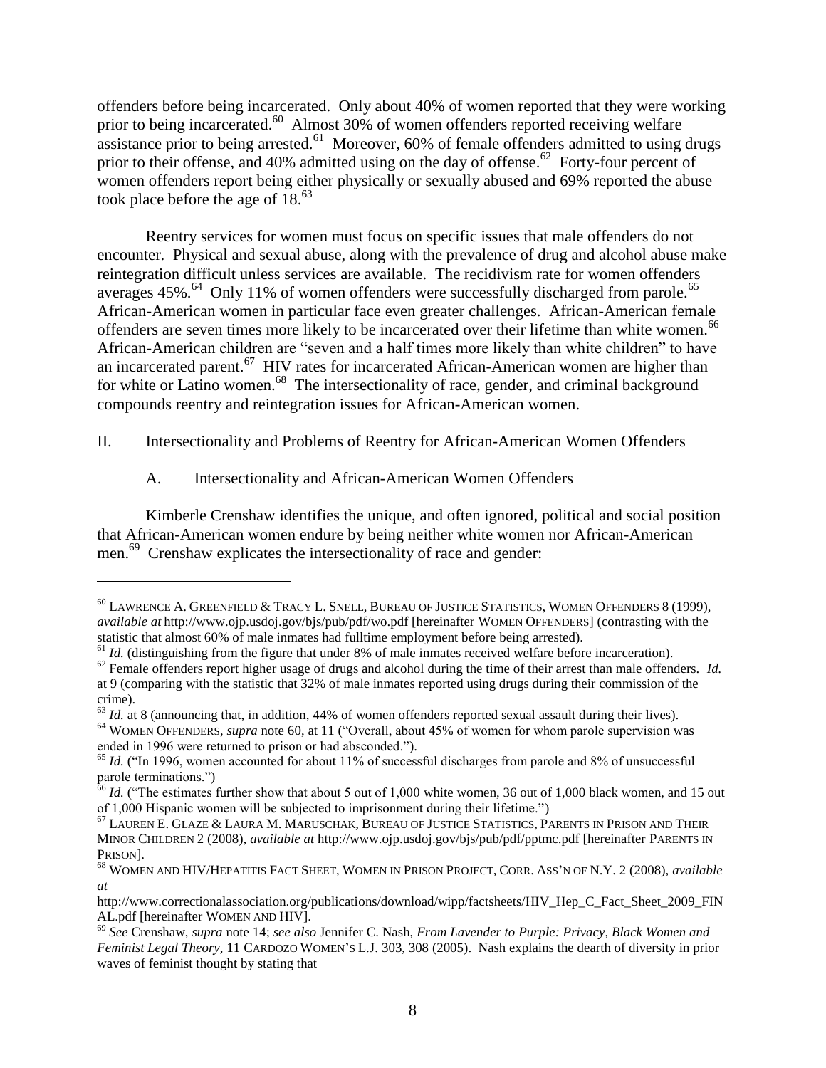offenders before being incarcerated. Only about 40% of women reported that they were working prior to being incarcerated.[60] Almost 30% of women offenders reported receiving welfare assistance prior to being arrested.[61] Moreover, 60% of female offenders admitted to using drugs prior to their offense, and 40% admitted using on the day of offense.[62] Forty-four percent of women offenders report being either physically or sexually abused and 69% reported the abuse took place before the age of 18.[63]

Reentry services for women must focus on specific issues that male offenders do not encounter. Physical and sexual abuse, along with the prevalence of drug and alcohol abuse make reintegration difficult unless services are available. The recidivism rate for women offenders averages 45%.[64] Only 11% of women offenders were successfully discharged from parole.[65] African-American women in particular face even greater challenges. African-American female offenders are seven times more likely to be incarcerated over their lifetime than white women.[66] African-American children are "seven and a half times more likely than white children" to have an incarcerated parent.[67] HIV rates for incarcerated African-American women are higher than for white or Latino women.[68] The intersectionality of race, gender, and criminal background compounds reentry and reintegration issues for African-American women.

## II. Intersectionality and Problems of Reentry for African-American Women Offenders

### A. Intersectionality and African-American Women Offenders

Kimberle Crenshaw identifies the unique, and often ignored, political and social position that African-American women endure by being neither white women nor African-American men.[69] Crenshaw explicates the intersectionality of race and gender:

---

[60] LAWRENCE A. GREENFIELD & TRACY L. SNELL, BUREAU OF JUSTICE STATISTICS, WOMEN OFFENDERS 8 (1999), *available at* http://www.ojp.usdoj.gov/bjs/pub/pdf/wo.pdf [hereinafter WOMEN OFFENDERS] (contrasting with the statistic that almost 60% of male inmates had fulltime employment before being arrested).

[61] *Id.* (distinguishing from the figure that under 8% of male inmates received welfare before incarceration).

[62] Female offenders report higher usage of drugs and alcohol during the time of their arrest than male offenders. *Id.* at 9 (comparing with the statistic that 32% of male inmates reported using drugs during their commission of the crime).

[63] *Id.* at 8 (announcing that, in addition, 44% of women offenders reported sexual assault during their lives).

[64] WOMEN OFFENDERS, *supra* note 60, at 11 ("Overall, about 45% of women for whom parole supervision was ended in 1996 were returned to prison or had absconded.").

[65] *Id.* ("In 1996, women accounted for about 11% of successful discharges from parole and 8% of unsuccessful parole terminations.")

[66] *Id.* ("The estimates further show that about 5 out of 1,000 white women, 36 out of 1,000 black women, and 15 out of 1,000 Hispanic women will be subjected to imprisonment during their lifetime.")

[67] LAUREN E. GLAZE & LAURA M. MARUSCHAK, BUREAU OF JUSTICE STATISTICS, PARENTS IN PRISON AND THEIR MINOR CHILDREN 2 (2008), *available at* http://www.ojp.usdoj.gov/bjs/pub/pdf/pptmc.pdf [hereinafter PARENTS IN PRISON].

[68] WOMEN AND HIV/HEPATITIS FACT SHEET, WOMEN IN PRISON PROJECT, CORR. ASS'N OF N.Y. 2 (2008), *available at* http://www.correctionalassociation.org/publications/download/wipp/factsheets/HIV_Hep_C_Fact_Sheet_2009_FINAL.pdf [hereinafter WOMEN AND HIV].

[69] *See* Crenshaw, *supra* note 14; *see also* Jennifer C. Nash, *From Lavender to Purple: Privacy, Black Women and Feminist Legal Theory*, 11 CARDOZO WOMEN'S L.J. 303, 308 (2005). Nash explains the dearth of diversity in prior waves of feminist thought by stating that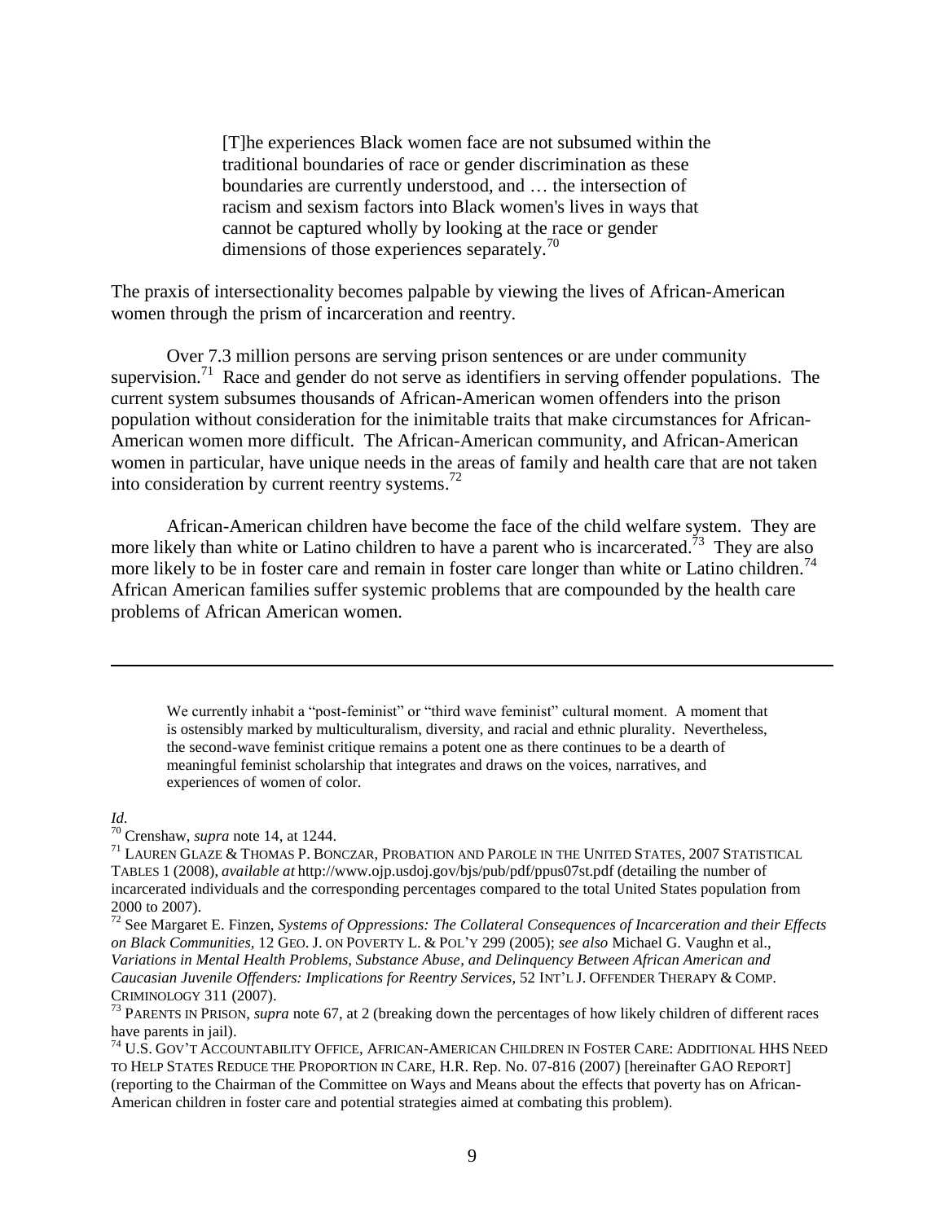> [T]he experiences Black women face are not subsumed within the traditional boundaries of race or gender discrimination as these boundaries are currently understood, and … the intersection of racism and sexism factors into Black women's lives in ways that cannot be captured wholly by looking at the race or gender dimensions of those experiences separately.[70]

The praxis of intersectionality becomes palpable by viewing the lives of African-American women through the prism of incarceration and reentry.

Over 7.3 million persons are serving prison sentences or are under community supervision.[71] Race and gender do not serve as identifiers in serving offender populations. The current system subsumes thousands of African-American women offenders into the prison population without consideration for the inimitable traits that make circumstances for African-American women more difficult. The African-American community, and African-American women in particular, have unique needs in the areas of family and health care that are not taken into consideration by current reentry systems.[72]

African-American children have become the face of the child welfare system. They are more likely than white or Latino children to have a parent who is incarcerated.[73] They are also more likely to be in foster care and remain in foster care longer than white or Latino children.[74] African American families suffer systemic problems that are compounded by the health care problems of African American women.

---

> We currently inhabit a "post-feminist" or "third wave feminist" cultural moment. A moment that is ostensibly marked by multiculturalism, diversity, and racial and ethnic plurality. Nevertheless, the second-wave feminist critique remains a potent one as there continues to be a dearth of meaningful feminist scholarship that integrates and draws on the voices, narratives, and experiences of women of color.

*Id*.

[70] Crenshaw, *supra* note 14, at 1244.

[71] LAUREN GLAZE & THOMAS P. BONCZAR, PROBATION AND PAROLE IN THE UNITED STATES, 2007 STATISTICAL TABLES 1 (2008), *available at* http://www.ojp.usdoj.gov/bjs/pub/pdf/ppus07st.pdf (detailing the number of incarcerated individuals and the corresponding percentages compared to the total United States population from 2000 to 2007).

[72] See Margaret E. Finzen, *Systems of Oppressions: The Collateral Consequences of Incarceration and their Effects on Black Communities*, 12 GEO. J. ON POVERTY L. & POL'Y 299 (2005); *see also* Michael G. Vaughn et al., *Variations in Mental Health Problems, Substance Abuse, and Delinquency Between African American and Caucasian Juvenile Offenders: Implications for Reentry Services*, 52 INT'L J. OFFENDER THERAPY & COMP. CRIMINOLOGY 311 (2007).

[73] PARENTS IN PRISON, *supra* note 67, at 2 (breaking down the percentages of how likely children of different races have parents in jail).

[74] U.S. GOV'T ACCOUNTABILITY OFFICE, AFRICAN-AMERICAN CHILDREN IN FOSTER CARE: ADDITIONAL HHS NEED TO HELP STATES REDUCE THE PROPORTION IN CARE, H.R. Rep. No. 07-816 (2007) [hereinafter GAO REPORT] (reporting to the Chairman of the Committee on Ways and Means about the effects that poverty has on African-American children in foster care and potential strategies aimed at combating this problem).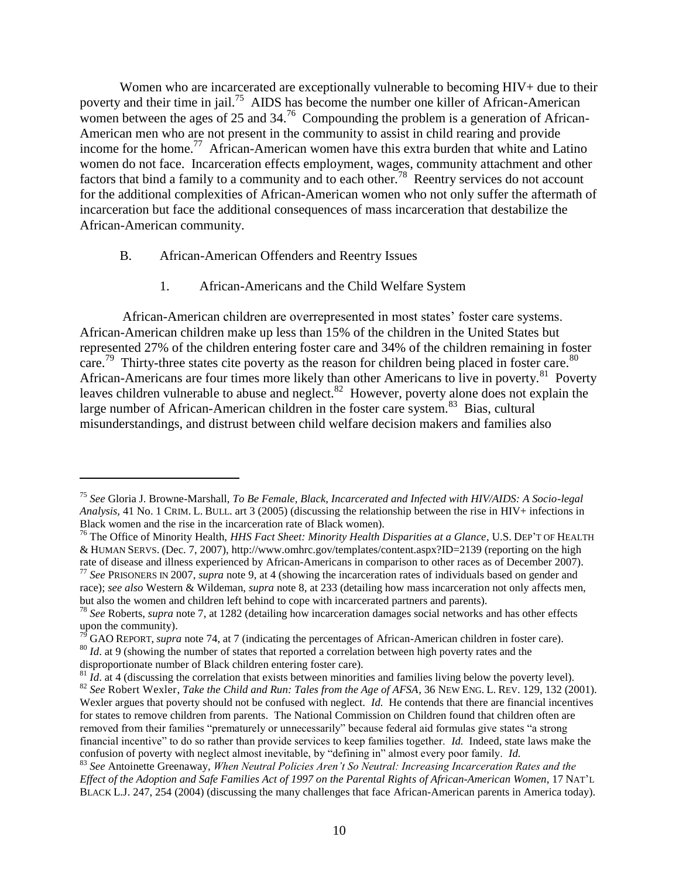Women who are incarcerated are exceptionally vulnerable to becoming HIV+ due to their poverty and their time in jail.[75] AIDS has become the number one killer of African-American women between the ages of 25 and 34.[76] Compounding the problem is a generation of African-American men who are not present in the community to assist in child rearing and provide income for the home.[77] African-American women have this extra burden that white and Latino women do not face. Incarceration effects employment, wages, community attachment and other factors that bind a family to a community and to each other.[78] Reentry services do not account for the additional complexities of African-American women who not only suffer the aftermath of incarceration but face the additional consequences of mass incarceration that destabilize the African-American community.

### B. African-American Offenders and Reentry Issues

#### 1. African-Americans and the Child Welfare System

African-American children are overrepresented in most states' foster care systems. African-American children make up less than 15% of the children in the United States but represented 27% of the children entering foster care and 34% of the children remaining in foster care.[79] Thirty-three states cite poverty as the reason for children being placed in foster care.[80] African-Americans are four times more likely than other Americans to live in poverty.[81] Poverty leaves children vulnerable to abuse and neglect.[82] However, poverty alone does not explain the large number of African-American children in the foster care system.[83] Bias, cultural misunderstandings, and distrust between child welfare decision makers and families also

---

[75] *See* Gloria J. Browne-Marshall, *To Be Female, Black, Incarcerated and Infected with HIV/AIDS: A Socio-legal Analysis,* 41 No. 1 CRIM. L. BULL. art 3 (2005) (discussing the relationship between the rise in HIV+ infections in Black women and the rise in the incarceration rate of Black women).

[76] The Office of Minority Health, *HHS Fact Sheet: Minority Health Disparities at a Glance*, U.S. DEP'T OF HEALTH & HUMAN SERVS. (Dec. 7, 2007), http://www.omhrc.gov/templates/content.aspx?ID=2139 (reporting on the high rate of disease and illness experienced by African-Americans in comparison to other races as of December 2007).

[77] *See* PRISONERS IN 2007, *supra* note 9, at 4 (showing the incarceration rates of individuals based on gender and race); *see also* Western & Wildeman, *supra* note 8, at 233 (detailing how mass incarceration not only affects men, but also the women and children left behind to cope with incarcerated partners and parents).

[78] *See* Roberts, *supra* note 7, at 1282 (detailing how incarceration damages social networks and has other effects upon the community).

[79] GAO REPORT, *supra* note 74, at 7 (indicating the percentages of African-American children in foster care).

[80] *Id*. at 9 (showing the number of states that reported a correlation between high poverty rates and the disproportionate number of Black children entering foster care).

[81] *Id*. at 4 (discussing the correlation that exists between minorities and families living below the poverty level).

[82] *See* Robert Wexler, *Take the Child and Run: Tales from the Age of AFSA*, 36 NEW ENG. L. REV. 129, 132 (2001). Wexler argues that poverty should not be confused with neglect. *Id.* He contends that there are financial incentives for states to remove children from parents. The National Commission on Children found that children often are removed from their families "prematurely or unnecessarily" because federal aid formulas give states "a strong financial incentive" to do so rather than provide services to keep families together. *Id.* Indeed, state laws make the confusion of poverty with neglect almost inevitable, by "defining in" almost every poor family. *Id.*

[83] *See* Antoinette Greenaway, *When Neutral Policies Aren't So Neutral: Increasing Incarceration Rates and the Effect of the Adoption and Safe Families Act of 1997 on the Parental Rights of African-American Women*, 17 NAT'L BLACK L.J. 247, 254 (2004) (discussing the many challenges that face African-American parents in America today).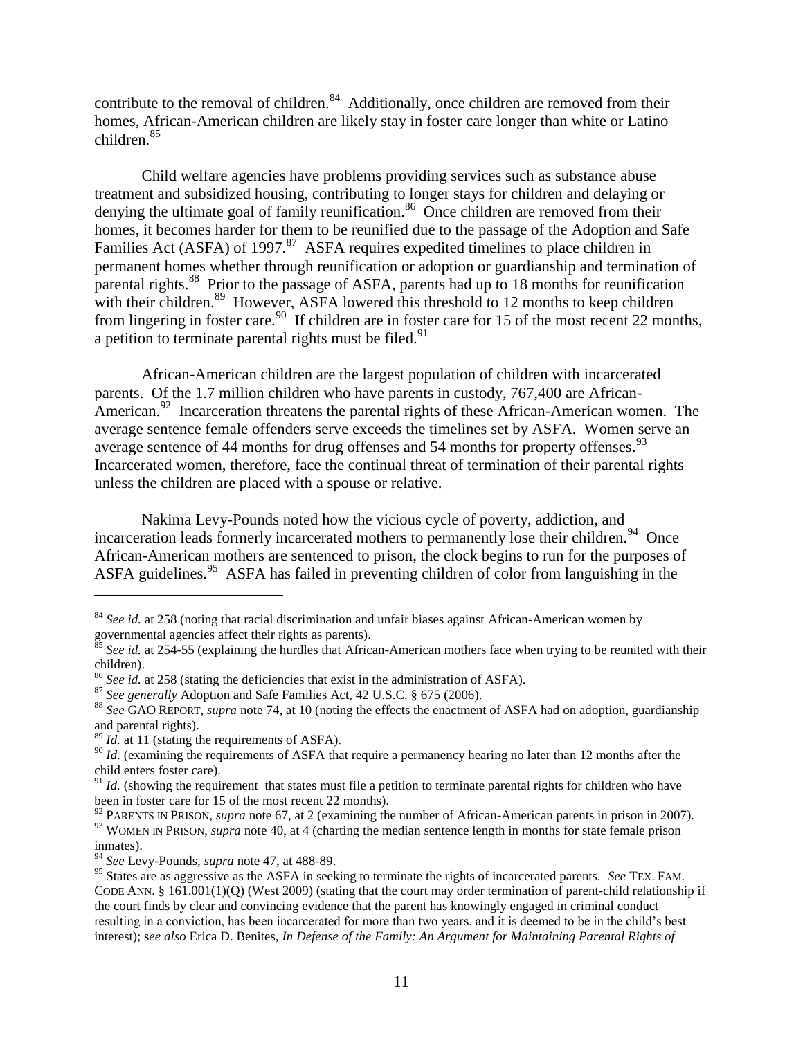contribute to the removal of children.[84] Additionally, once children are removed from their homes, African-American children are likely stay in foster care longer than white or Latino children.[85]

Child welfare agencies have problems providing services such as substance abuse treatment and subsidized housing, contributing to longer stays for children and delaying or denying the ultimate goal of family reunification.[86] Once children are removed from their homes, it becomes harder for them to be reunified due to the passage of the Adoption and Safe Families Act (ASFA) of 1997.[87] ASFA requires expedited timelines to place children in permanent homes whether through reunification or adoption or guardianship and termination of parental rights.[88] Prior to the passage of ASFA, parents had up to 18 months for reunification with their children.[89] However, ASFA lowered this threshold to 12 months to keep children from lingering in foster care.[90] If children are in foster care for 15 of the most recent 22 months, a petition to terminate parental rights must be filed.[91]

African-American children are the largest population of children with incarcerated parents. Of the 1.7 million children who have parents in custody, 767,400 are African-American.[92] Incarceration threatens the parental rights of these African-American women. The average sentence female offenders serve exceeds the timelines set by ASFA. Women serve an average sentence of 44 months for drug offenses and 54 months for property offenses.[93] Incarcerated women, therefore, face the continual threat of termination of their parental rights unless the children are placed with a spouse or relative.

Nakima Levy-Pounds noted how the vicious cycle of poverty, addiction, and incarceration leads formerly incarcerated mothers to permanently lose their children.[94] Once African-American mothers are sentenced to prison, the clock begins to run for the purposes of ASFA guidelines.[95] ASFA has failed in preventing children of color from languishing in the

---

[84] *See id.* at 258 (noting that racial discrimination and unfair biases against African-American women by governmental agencies affect their rights as parents).

[85] *See id.* at 254-55 (explaining the hurdles that African-American mothers face when trying to be reunited with their children).

[86] *See id.* at 258 (stating the deficiencies that exist in the administration of ASFA).

[87] *See generally* Adoption and Safe Families Act, 42 U.S.C. § 675 (2006).

[88] *See* GAO REPORT, *supra* note 74, at 10 (noting the effects the enactment of ASFA had on adoption, guardianship and parental rights).

[89] *Id.* at 11 (stating the requirements of ASFA).

[90] *Id.* (examining the requirements of ASFA that require a permanency hearing no later than 12 months after the child enters foster care).

[91] *Id.* (showing the requirement that states must file a petition to terminate parental rights for children who have been in foster care for 15 of the most recent 22 months).

[92] PARENTS IN PRISON, *supra* note 67, at 2 (examining the number of African-American parents in prison in 2007).

[93] WOMEN IN PRISON, *supra* note 40, at 4 (charting the median sentence length in months for state female prison inmates).

[94] *See* Levy-Pounds, *supra* note 47, at 488-89.

[95] States are as aggressive as the ASFA in seeking to terminate the rights of incarcerated parents. *See* TEX. FAM. CODE ANN. § 161.001(1)(Q) (West 2009) (stating that the court may order termination of parent-child relationship if the court finds by clear and convincing evidence that the parent has knowingly engaged in criminal conduct resulting in a conviction, has been incarcerated for more than two years, and it is deemed to be in the child's best interest); s*ee also* Erica D. Benites, *In Defense of the Family: An Argument for Maintaining Parental Rights of*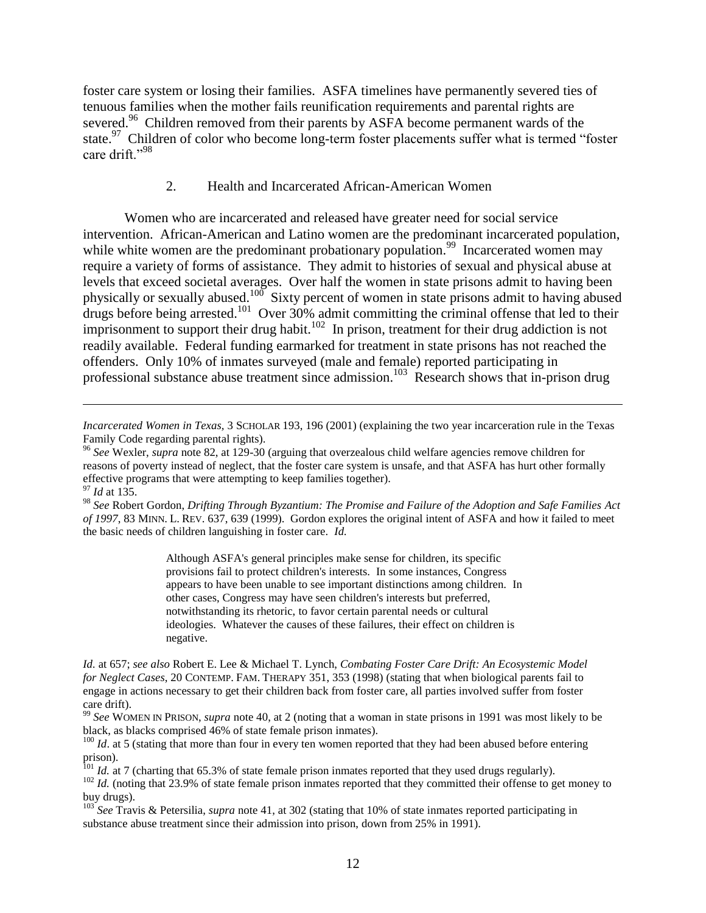foster care system or losing their families. ASFA timelines have permanently severed ties of tenuous families when the mother fails reunification requirements and parental rights are severed.[96] Children removed from their parents by ASFA become permanent wards of the state.[97] Children of color who become long-term foster placements suffer what is termed "foster care drift."[98]

### 2. Health and Incarcerated African-American Women

Women who are incarcerated and released have greater need for social service intervention. African-American and Latino women are the predominant incarcerated population, while white women are the predominant probationary population.[99] Incarcerated women may require a variety of forms of assistance. They admit to histories of sexual and physical abuse at levels that exceed societal averages. Over half the women in state prisons admit to having been physically or sexually abused.[100] Sixty percent of women in state prisons admit to having abused drugs before being arrested.[101] Over 30% admit committing the criminal offense that led to their imprisonment to support their drug habit.[102] In prison, treatment for their drug addiction is not readily available. Federal funding earmarked for treatment in state prisons has not reached the offenders. Only 10% of inmates surveyed (male and female) reported participating in professional substance abuse treatment since admission.[103] Research shows that in-prison drug

---

*Incarcerated Women in Texas*, 3 SCHOLAR 193, 196 (2001) (explaining the two year incarceration rule in the Texas Family Code regarding parental rights).

[96] *See* Wexler, *supra* note 82, at 129-30 (arguing that overzealous child welfare agencies remove children for reasons of poverty instead of neglect, that the foster care system is unsafe, and that ASFA has hurt other formally effective programs that were attempting to keep families together).

[97] *Id* at 135.

[98] *See* Robert Gordon, *Drifting Through Byzantium: The Promise and Failure of the Adoption and Safe Families Act of 1997*, 83 MINN. L. REV. 637, 639 (1999). Gordon explores the original intent of ASFA and how it failed to meet the basic needs of children languishing in foster care. *Id.*

> Although ASFA's general principles make sense for children, its specific provisions fail to protect children's interests. In some instances, Congress appears to have been unable to see important distinctions among children. In other cases, Congress may have seen children's interests but preferred, notwithstanding its rhetoric, to favor certain parental needs or cultural ideologies. Whatever the causes of these failures, their effect on children is negative.

*Id.* at 657; *see also* Robert E. Lee & Michael T. Lynch, *Combating Foster Care Drift: An Ecosystemic Model for Neglect Cases*, 20 CONTEMP. FAM. THERAPY 351, 353 (1998) (stating that when biological parents fail to engage in actions necessary to get their children back from foster care, all parties involved suffer from foster care drift).

[99] *See* WOMEN IN PRISON, *supra* note 40, at 2 (noting that a woman in state prisons in 1991 was most likely to be black, as blacks comprised 46% of state female prison inmates).

[100] *Id*. at 5 (stating that more than four in every ten women reported that they had been abused before entering prison).

[101] *Id.* at 7 (charting that 65.3% of state female prison inmates reported that they used drugs regularly).

[102] *Id.* (noting that 23.9% of state female prison inmates reported that they committed their offense to get money to buy drugs).

[103] *See* Travis & Petersilia, *supra* note 41, at 302 (stating that 10% of state inmates reported participating in substance abuse treatment since their admission into prison, down from 25% in 1991).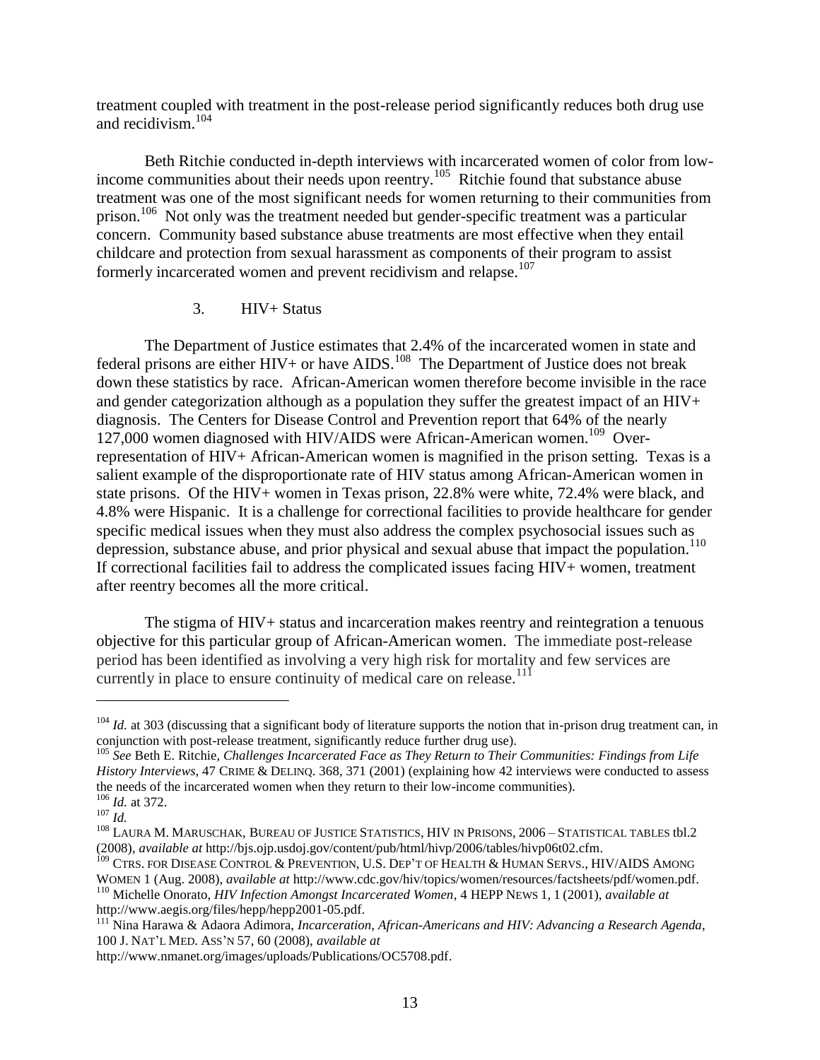treatment coupled with treatment in the post-release period significantly reduces both drug use and recidivism.[104]

Beth Ritchie conducted in-depth interviews with incarcerated women of color from low-income communities about their needs upon reentry.[105] Ritchie found that substance abuse treatment was one of the most significant needs for women returning to their communities from prison.[106] Not only was the treatment needed but gender-specific treatment was a particular concern. Community based substance abuse treatments are most effective when they entail childcare and protection from sexual harassment as components of their program to assist formerly incarcerated women and prevent recidivism and relapse.[107]

### 3. HIV+ Status

The Department of Justice estimates that 2.4% of the incarcerated women in state and federal prisons are either HIV+ or have AIDS.[108] The Department of Justice does not break down these statistics by race. African-American women therefore become invisible in the race and gender categorization although as a population they suffer the greatest impact of an HIV+ diagnosis. The Centers for Disease Control and Prevention report that 64% of the nearly 127,000 women diagnosed with HIV/AIDS were African-American women.[109] Over-representation of HIV+ African-American women is magnified in the prison setting. Texas is a salient example of the disproportionate rate of HIV status among African-American women in state prisons. Of the HIV+ women in Texas prison, 22.8% were white, 72.4% were black, and 4.8% were Hispanic. It is a challenge for correctional facilities to provide healthcare for gender specific medical issues when they must also address the complex psychosocial issues such as depression, substance abuse, and prior physical and sexual abuse that impact the population.[110] If correctional facilities fail to address the complicated issues facing HIV+ women, treatment after reentry becomes all the more critical.

The stigma of HIV+ status and incarceration makes reentry and reintegration a tenuous objective for this particular group of African-American women. The immediate post-release period has been identified as involving a very high risk for mortality and few services are currently in place to ensure continuity of medical care on release.[111]

---

[104] *Id.* at 303 (discussing that a significant body of literature supports the notion that in-prison drug treatment can, in conjunction with post-release treatment, significantly reduce further drug use).

[105] *See* Beth E. Ritchie, *Challenges Incarcerated Face as They Return to Their Communities: Findings from Life History Interviews*, 47 CRIME & DELINQ. 368, 371 (2001) (explaining how 42 interviews were conducted to assess the needs of the incarcerated women when they return to their low-income communities).

[106] *Id.* at 372.

[107] *Id.*

[108] LAURA M. MARUSCHAK, BUREAU OF JUSTICE STATISTICS, HIV IN PRISONS, 2006 – STATISTICAL TABLES tbl.2 (2008), *available at* http://bjs.ojp.usdoj.gov/content/pub/html/hivp/2006/tables/hivp06t02.cfm.

[109] CTRS. FOR DISEASE CONTROL & PREVENTION, U.S. DEP'T OF HEALTH & HUMAN SERVS., HIV/AIDS AMONG WOMEN 1 (Aug. 2008), *available at* http://www.cdc.gov/hiv/topics/women/resources/factsheets/pdf/women.pdf.

[110] Michelle Onorato, *HIV Infection Amongst Incarcerated Women*, 4 HEPP NEWS 1, 1 (2001), *available at* http://www.aegis.org/files/hepp/hepp2001-05.pdf.

[111] Nina Harawa & Adaora Adimora, *Incarceration, African-Americans and HIV: Advancing a Research Agenda*, 100 J. NAT'L MED. ASS'N 57, 60 (2008), *available at* http://www.nmanet.org/images/uploads/Publications/OC5708.pdf.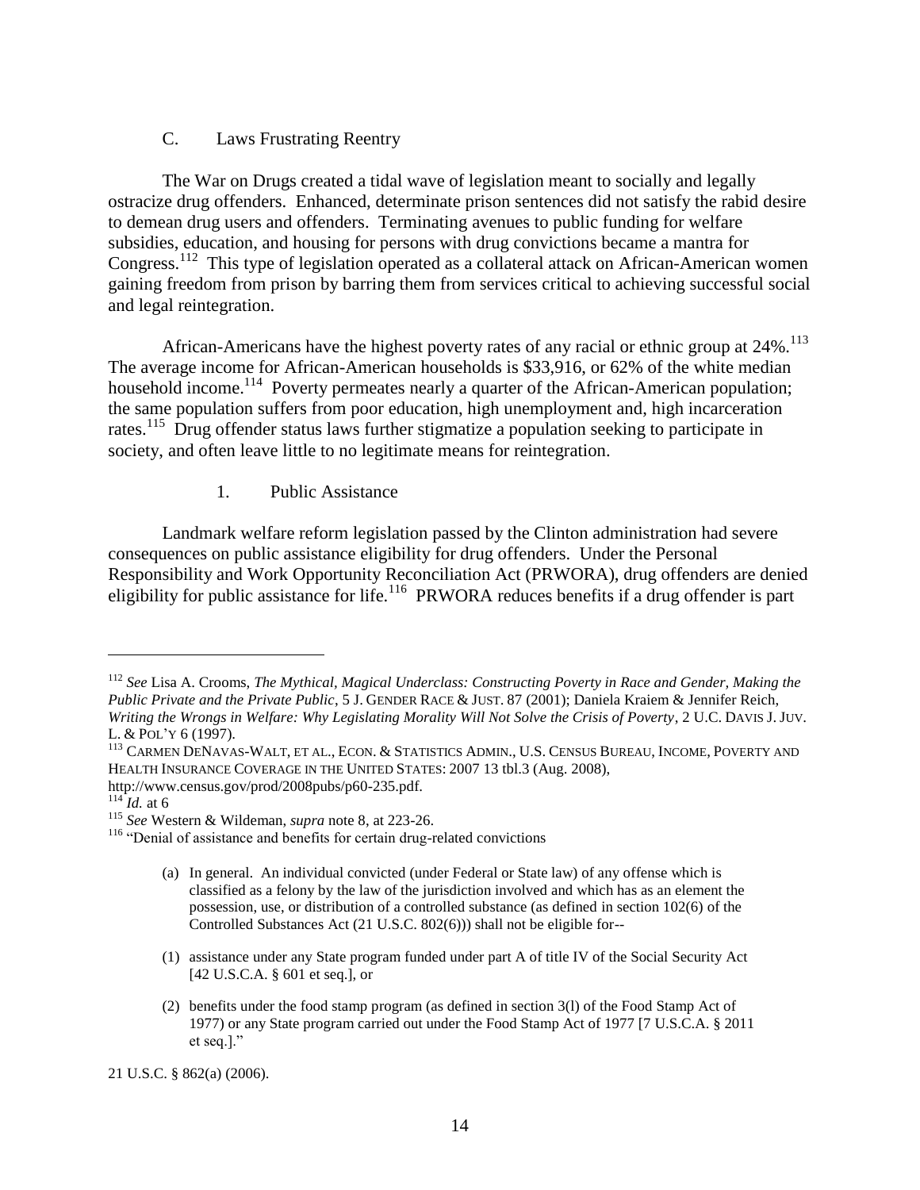### C. Laws Frustrating Reentry

The War on Drugs created a tidal wave of legislation meant to socially and legally ostracize drug offenders. Enhanced, determinate prison sentences did not satisfy the rabid desire to demean drug users and offenders. Terminating avenues to public funding for welfare subsidies, education, and housing for persons with drug convictions became a mantra for Congress.[112] This type of legislation operated as a collateral attack on African-American women gaining freedom from prison by barring them from services critical to achieving successful social and legal reintegration.

African-Americans have the highest poverty rates of any racial or ethnic group at 24%.[113] The average income for African-American households is $33,916, or 62% of the white median household income.[114] Poverty permeates nearly a quarter of the African-American population; the same population suffers from poor education, high unemployment and, high incarceration rates.[115] Drug offender status laws further stigmatize a population seeking to participate in society, and often leave little to no legitimate means for reintegration.

#### 1. Public Assistance

Landmark welfare reform legislation passed by the Clinton administration had severe consequences on public assistance eligibility for drug offenders. Under the Personal Responsibility and Work Opportunity Reconciliation Act (PRWORA), drug offenders are denied eligibility for public assistance for life.[116] PRWORA reduces benefits if a drug offender is part

---

[112] *See* Lisa A. Crooms, *The Mythical, Magical Underclass: Constructing Poverty in Race and Gender, Making the Public Private and the Private Public*, 5 J. GENDER RACE & JUST. 87 (2001); Daniela Kraiem & Jennifer Reich, *Writing the Wrongs in Welfare: Why Legislating Morality Will Not Solve the Crisis of Poverty*, 2 U.C. DAVIS J. JUV. L. & POL'Y 6 (1997).

[113] CARMEN DENAVAS-WALT, ET AL., ECON. & STATISTICS ADMIN., U.S. CENSUS BUREAU, INCOME, POVERTY AND HEALTH INSURANCE COVERAGE IN THE UNITED STATES: 2007 13 tbl.3 (Aug. 2008), http://www.census.gov/prod/2008pubs/p60-235.pdf.

[114] *Id.* at 6

[115] *See* Western & Wildeman, *supra* note 8, at 223-26.

[116] "Denial of assistance and benefits for certain drug-related convictions

> (a) In general. An individual convicted (under Federal or State law) of any offense which is classified as a felony by the law of the jurisdiction involved and which has as an element the possession, use, or distribution of a controlled substance (as defined in section 102(6) of the Controlled Substances Act (21 U.S.C. 802(6))) shall not be eligible for--
>
> (1) assistance under any State program funded under part A of title IV of the Social Security Act [42 U.S.C.A. § 601 et seq.], or
>
> (2) benefits under the food stamp program (as defined in section 3(l) of the Food Stamp Act of 1977) or any State program carried out under the Food Stamp Act of 1977 [7 U.S.C.A. § 2011 et seq.]."

21 U.S.C. § 862(a) (2006).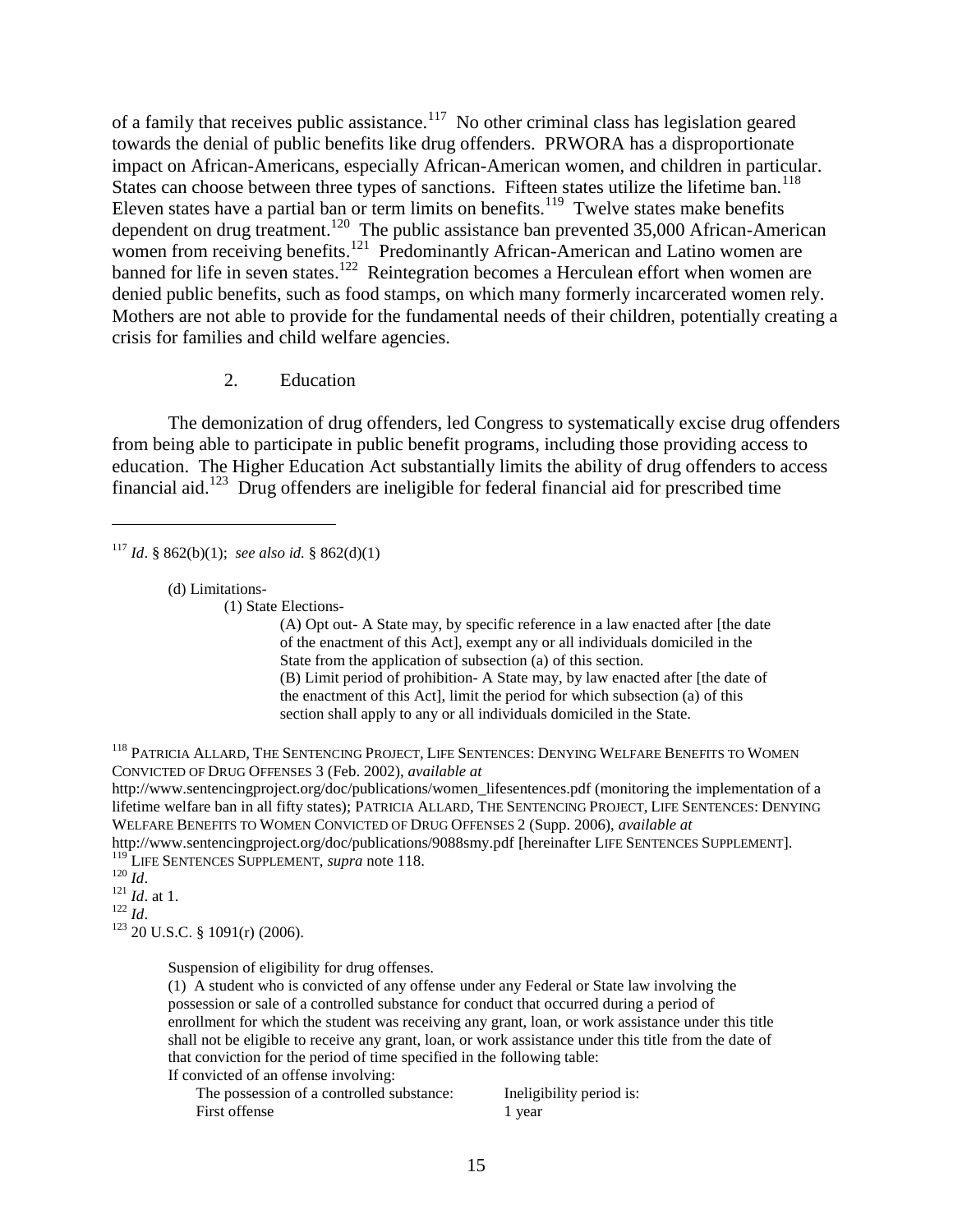of a family that receives public assistance.[117] No other criminal class has legislation geared towards the denial of public benefits like drug offenders. PRWORA has a disproportionate impact on African-Americans, especially African-American women, and children in particular. States can choose between three types of sanctions. Fifteen states utilize the lifetime ban.[118] Eleven states have a partial ban or term limits on benefits.[119] Twelve states make benefits dependent on drug treatment.[120] The public assistance ban prevented 35,000 African-American women from receiving benefits.[121] Predominantly African-American and Latino women are banned for life in seven states.[122] Reintegration becomes a Herculean effort when women are denied public benefits, such as food stamps, on which many formerly incarcerated women rely. Mothers are not able to provide for the fundamental needs of their children, potentially creating a crisis for families and child welfare agencies.

### 2. Education

The demonization of drug offenders, led Congress to systematically excise drug offenders from being able to participate in public benefit programs, including those providing access to education. The Higher Education Act substantially limits the ability of drug offenders to access financial aid.[123] Drug offenders are ineligible for federal financial aid for prescribed time

---

[117] *Id*. § 862(b)(1); *see also id.* § 862(d)(1)

> (d) Limitations-
>
> (1) State Elections-
>
> (A) Opt out- A State may, by specific reference in a law enacted after [the date of the enactment of this Act], exempt any or all individuals domiciled in the State from the application of subsection (a) of this section.
>
> (B) Limit period of prohibition- A State may, by law enacted after [the date of the enactment of this Act], limit the period for which subsection (a) of this section shall apply to any or all individuals domiciled in the State.

[118] PATRICIA ALLARD, THE SENTENCING PROJECT, LIFE SENTENCES: DENYING WELFARE BENEFITS TO WOMEN CONVICTED OF DRUG OFFENSES 3 (Feb. 2002), *available at* http://www.sentencingproject.org/doc/publications/women_lifesentences.pdf (monitoring the implementation of a lifetime welfare ban in all fifty states); PATRICIA ALLARD, THE SENTENCING PROJECT, LIFE SENTENCES: DENYING WELFARE BENEFITS TO WOMEN CONVICTED OF DRUG OFFENSES 2 (Supp. 2006), *available at* http://www.sentencingproject.org/doc/publications/9088smy.pdf [hereinafter LIFE SENTENCES SUPPLEMENT].

[119] LIFE SENTENCES SUPPLEMENT, *supra* note 118.

[120] *Id*.

[121] *Id*. at 1.

[122] *Id*.

[123] 20 U.S.C. § 1091(r) (2006).

> Suspension of eligibility for drug offenses.
>
> (1) A student who is convicted of any offense under any Federal or State law involving the possession or sale of a controlled substance for conduct that occurred during a period of enrollment for which the student was receiving any grant, loan, or work assistance under this title shall not be eligible to receive any grant, loan, or work assistance under this title from the date of that conviction for the period of time specified in the following table:
>
> If convicted of an offense involving:
>
> | The possession of a controlled substance: | Ineligibility period is: |
> |---|---|
> | First offense | 1 year |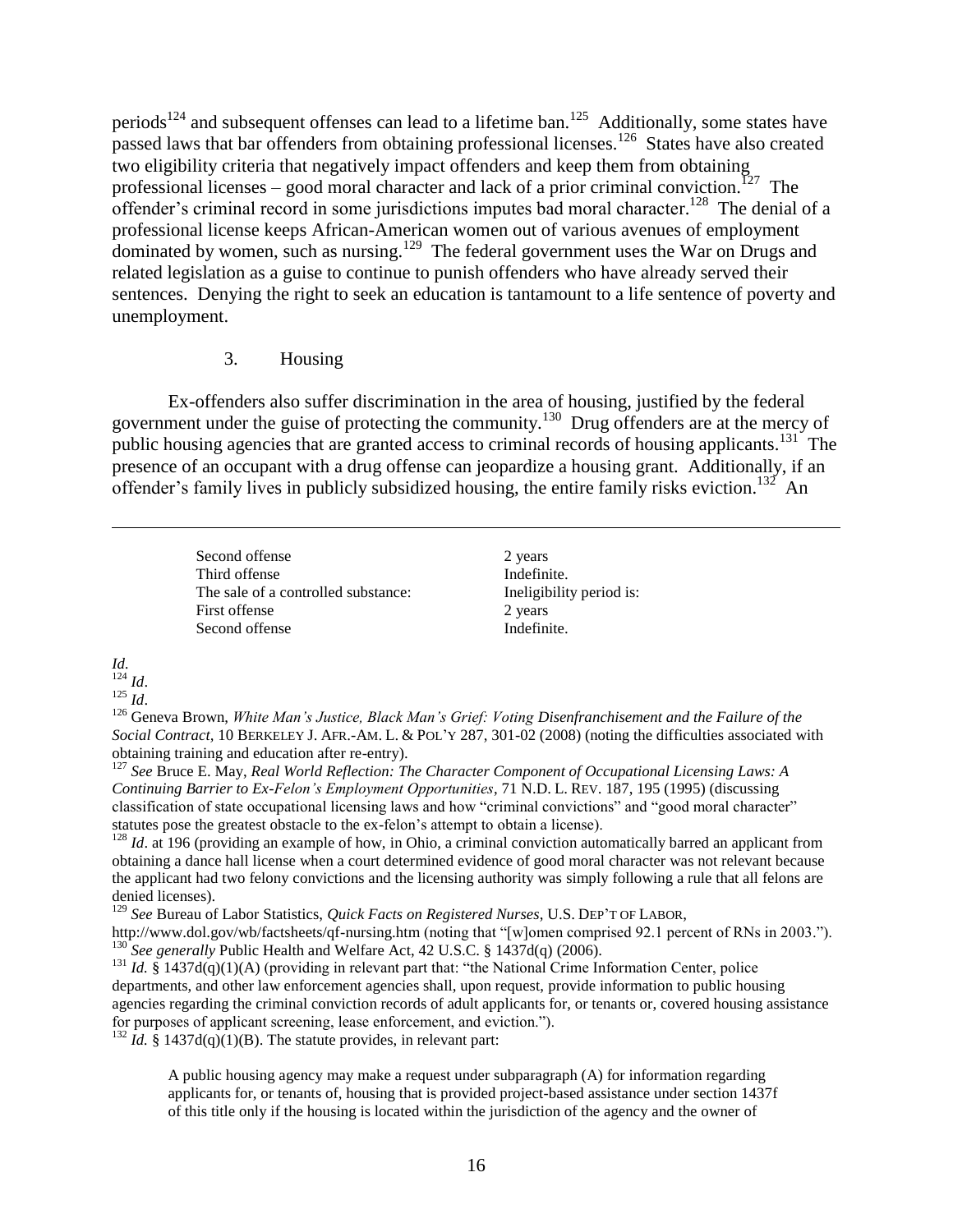periods[124] and subsequent offenses can lead to a lifetime ban.[125] Additionally, some states have passed laws that bar offenders from obtaining professional licenses.[126] States have also created two eligibility criteria that negatively impact offenders and keep them from obtaining professional licenses – good moral character and lack of a prior criminal conviction.[127] The offender's criminal record in some jurisdictions imputes bad moral character.[128] The denial of a professional license keeps African-American women out of various avenues of employment dominated by women, such as nursing.[129] The federal government uses the War on Drugs and related legislation as a guise to continue to punish offenders who have already served their sentences. Denying the right to seek an education is tantamount to a life sentence of poverty and unemployment.

### 3. Housing

Ex-offenders also suffer discrimination in the area of housing, justified by the federal government under the guise of protecting the community.[130] Drug offenders are at the mercy of public housing agencies that are granted access to criminal records of housing applicants.[131] The presence of an occupant with a drug offense can jeopardize a housing grant. Additionally, if an offender's family lives in publicly subsidized housing, the entire family risks eviction.[132] An

---

| | |
|---|---|
| Second offense | 2 years |
| Third offense | Indefinite. |
| The sale of a controlled substance: | Ineligibility period is: |
| First offense | 2 years |
| Second offense | Indefinite. |

*Id*.

[124] *Id*.

[125] *Id*.

[126] Geneva Brown, *White Man's Justice, Black Man's Grief: Voting Disenfranchisement and the Failure of the Social Contract,* 10 BERKELEY J. AFR.-AM. L. & POL'Y 287, 301-02 (2008) (noting the difficulties associated with obtaining training and education after re-entry).

[127] *See* Bruce E. May, *Real World Reflection: The Character Component of Occupational Licensing Laws: A Continuing Barrier to Ex-Felon's Employment Opportunities*, 71 N.D. L. REV. 187, 195 (1995) (discussing classification of state occupational licensing laws and how "criminal convictions" and "good moral character" statutes pose the greatest obstacle to the ex-felon's attempt to obtain a license).

[128] *Id*. at 196 (providing an example of how, in Ohio, a criminal conviction automatically barred an applicant from obtaining a dance hall license when a court determined evidence of good moral character was not relevant because the applicant had two felony convictions and the licensing authority was simply following a rule that all felons are denied licenses).

[129] *See* Bureau of Labor Statistics, *Quick Facts on Registered Nurses*, U.S. DEP'T OF LABOR, http://www.dol.gov/wb/factsheets/qf-nursing.htm (noting that "[w]omen comprised 92.1 percent of RNs in 2003.").

[130] *See generally* Public Health and Welfare Act, 42 U.S.C. § 1437d(q) (2006).

[131] *Id.* § 1437d(q)(1)(A) (providing in relevant part that: "the National Crime Information Center, police departments, and other law enforcement agencies shall, upon request, provide information to public housing agencies regarding the criminal conviction records of adult applicants for, or tenants or, covered housing assistance for purposes of applicant screening, lease enforcement, and eviction.").

[132] *Id.* § 1437d(q)(1)(B). The statute provides, in relevant part:

> A public housing agency may make a request under subparagraph (A) for information regarding applicants for, or tenants of, housing that is provided project-based assistance under section 1437f of this title only if the housing is located within the jurisdiction of the agency and the owner of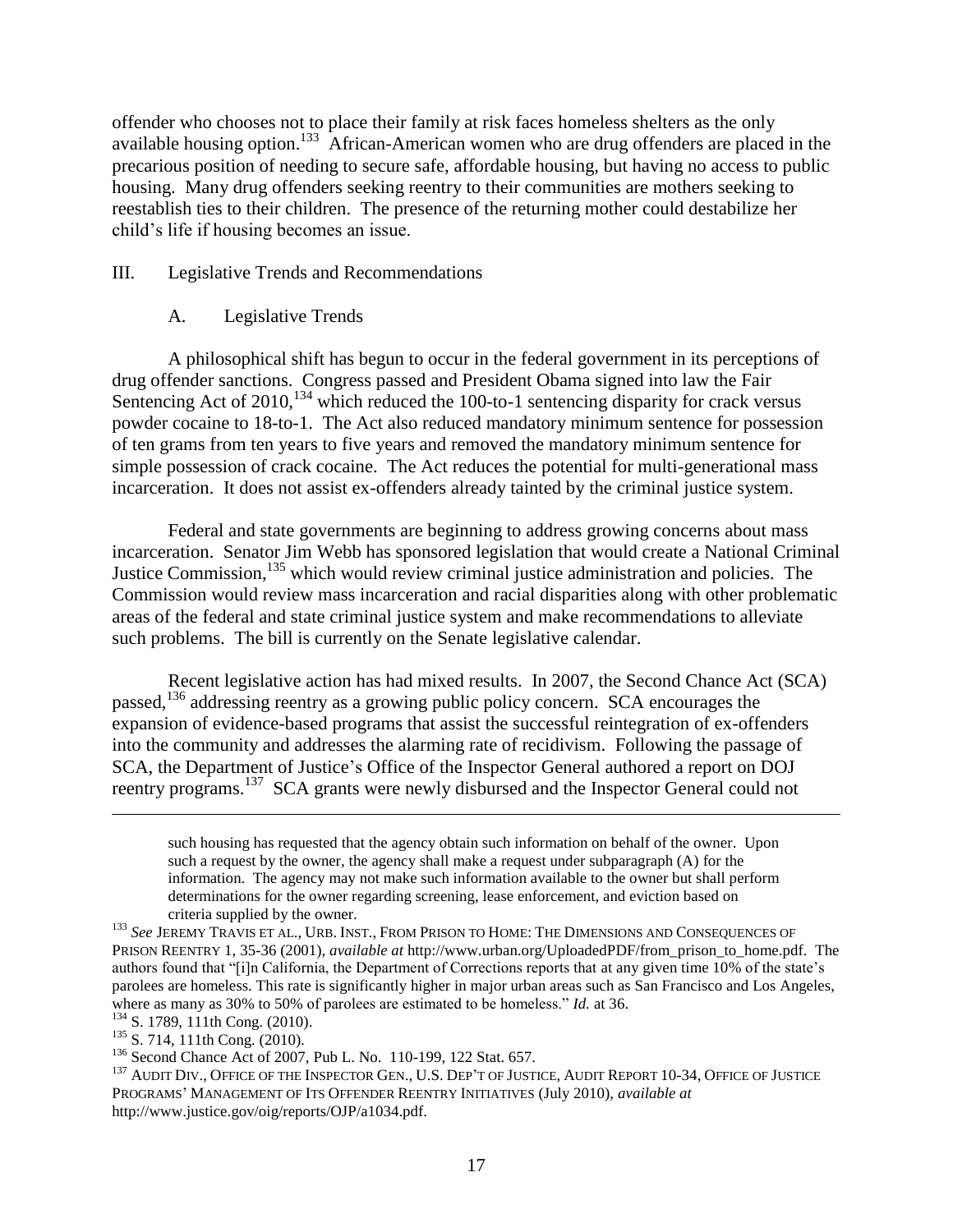offender who chooses not to place their family at risk faces homeless shelters as the only available housing option.[133] African-American women who are drug offenders are placed in the precarious position of needing to secure safe, affordable housing, but having no access to public housing. Many drug offenders seeking reentry to their communities are mothers seeking to reestablish ties to their children. The presence of the returning mother could destabilize her child's life if housing becomes an issue.

## III. Legislative Trends and Recommendations

### A. Legislative Trends

A philosophical shift has begun to occur in the federal government in its perceptions of drug offender sanctions. Congress passed and President Obama signed into law the Fair Sentencing Act of 2010,[134] which reduced the 100-to-1 sentencing disparity for crack versus powder cocaine to 18-to-1. The Act also reduced mandatory minimum sentence for possession of ten grams from ten years to five years and removed the mandatory minimum sentence for simple possession of crack cocaine. The Act reduces the potential for multi-generational mass incarceration. It does not assist ex-offenders already tainted by the criminal justice system.

Federal and state governments are beginning to address growing concerns about mass incarceration. Senator Jim Webb has sponsored legislation that would create a National Criminal Justice Commission,[135] which would review criminal justice administration and policies. The Commission would review mass incarceration and racial disparities along with other problematic areas of the federal and state criminal justice system and make recommendations to alleviate such problems. The bill is currently on the Senate legislative calendar.

Recent legislative action has had mixed results. In 2007, the Second Chance Act (SCA) passed,[136] addressing reentry as a growing public policy concern. SCA encourages the expansion of evidence-based programs that assist the successful reintegration of ex-offenders into the community and addresses the alarming rate of recidivism. Following the passage of SCA, the Department of Justice's Office of the Inspector General authored a report on DOJ reentry programs.[137] SCA grants were newly disbursed and the Inspector General could not

---

> such housing has requested that the agency obtain such information on behalf of the owner. Upon such a request by the owner, the agency shall make a request under subparagraph (A) for the information. The agency may not make such information available to the owner but shall perform determinations for the owner regarding screening, lease enforcement, and eviction based on criteria supplied by the owner.

[133] *See* JEREMY TRAVIS ET AL., URB. INST., FROM PRISON TO HOME: THE DIMENSIONS AND CONSEQUENCES OF PRISON REENTRY 1, 35-36 (2001), *available at* http://www.urban.org/UploadedPDF/from_prison_to_home.pdf. The authors found that "[i]n California, the Department of Corrections reports that at any given time 10% of the state's parolees are homeless. This rate is significantly higher in major urban areas such as San Francisco and Los Angeles, where as many as 30% to 50% of parolees are estimated to be homeless." *Id.* at 36.

[134] S. 1789, 111th Cong. (2010).

[135] S. 714, 111th Cong. (2010).

[136] Second Chance Act of 2007, Pub L. No. 110-199, 122 Stat. 657.

[137] AUDIT DIV., OFFICE OF THE INSPECTOR GEN., U.S. DEP'T OF JUSTICE, AUDIT REPORT 10-34, OFFICE OF JUSTICE PROGRAMS' MANAGEMENT OF ITS OFFENDER REENTRY INITIATIVES (July 2010), *available at* http://www.justice.gov/oig/reports/OJP/a1034.pdf.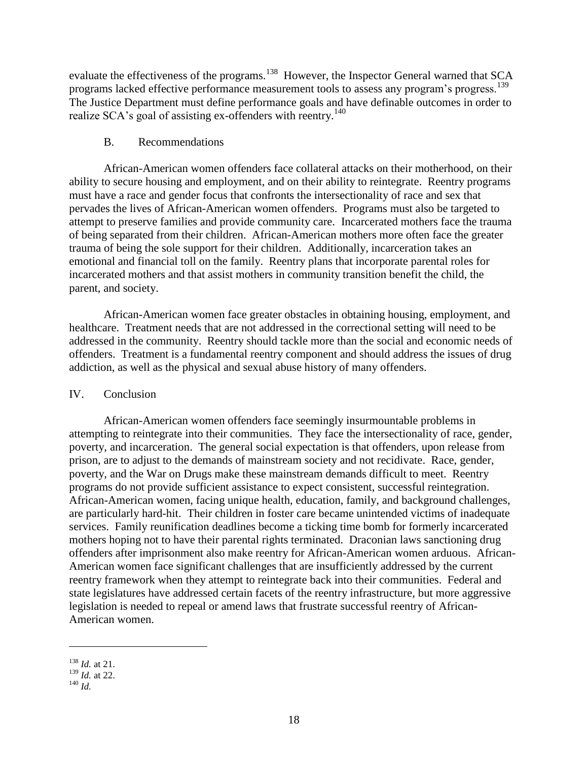evaluate the effectiveness of the programs.[138] However, the Inspector General warned that SCA programs lacked effective performance measurement tools to assess any program's progress.[139] The Justice Department must define performance goals and have definable outcomes in order to realize SCA's goal of assisting ex-offenders with reentry.[140]

### B. Recommendations

African-American women offenders face collateral attacks on their motherhood, on their ability to secure housing and employment, and on their ability to reintegrate. Reentry programs must have a race and gender focus that confronts the intersectionality of race and sex that pervades the lives of African-American women offenders. Programs must also be targeted to attempt to preserve families and provide community care. Incarcerated mothers face the trauma of being separated from their children. African-American mothers more often face the greater trauma of being the sole support for their children. Additionally, incarceration takes an emotional and financial toll on the family. Reentry plans that incorporate parental roles for incarcerated mothers and that assist mothers in community transition benefit the child, the parent, and society.

African-American women face greater obstacles in obtaining housing, employment, and healthcare. Treatment needs that are not addressed in the correctional setting will need to be addressed in the community. Reentry should tackle more than the social and economic needs of offenders. Treatment is a fundamental reentry component and should address the issues of drug addiction, as well as the physical and sexual abuse history of many offenders.

## IV. Conclusion

African-American women offenders face seemingly insurmountable problems in attempting to reintegrate into their communities. They face the intersectionality of race, gender, poverty, and incarceration. The general social expectation is that offenders, upon release from prison, are to adjust to the demands of mainstream society and not recidivate. Race, gender, poverty, and the War on Drugs make these mainstream demands difficult to meet. Reentry programs do not provide sufficient assistance to expect consistent, successful reintegration. African-American women, facing unique health, education, family, and background challenges, are particularly hard-hit. Their children in foster care became unintended victims of inadequate services. Family reunification deadlines become a ticking time bomb for formerly incarcerated mothers hoping not to have their parental rights terminated. Draconian laws sanctioning drug offenders after imprisonment also make reentry for African-American women arduous. African-American women face significant challenges that are insufficiently addressed by the current reentry framework when they attempt to reintegrate back into their communities. Federal and state legislatures have addressed certain facets of the reentry infrastructure, but more aggressive legislation is needed to repeal or amend laws that frustrate successful reentry of African-American women.

---

[138] *Id.* at 21.
[139] *Id.* at 22.
[140] *Id.*